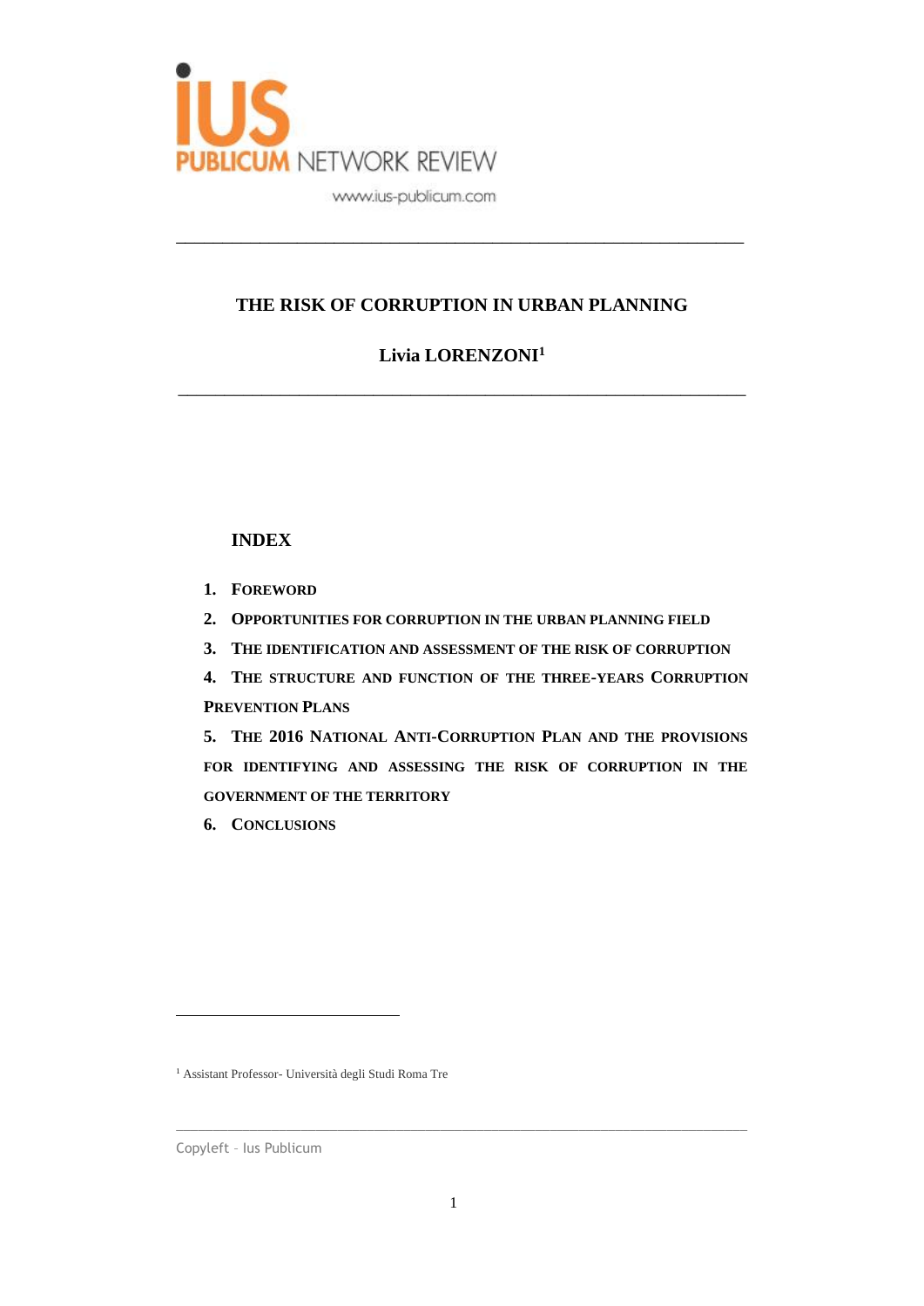# THE RISK OF CORRUPTION IN URBAN PLANNING

**Livia LORENZONI**[1]

## INDEX

1. **FOREWORD**
2. **OPPORTUNITIES FOR CORRUPTION IN THE URBAN PLANNING FIELD**
3. **THE IDENTIFICATION AND ASSESSMENT OF THE RISK OF CORRUPTION**
4. **THE STRUCTURE AND FUNCTION OF THE THREE-YEARS CORRUPTION PREVENTION PLANS**
5. **THE 2016 NATIONAL ANTI-CORRUPTION PLAN AND THE PROVISIONS FOR IDENTIFYING AND ASSESSING THE RISK OF CORRUPTION IN THE GOVERNMENT OF THE TERRITORY**
6. **CONCLUSIONS**

---

[1] Assistant Professor- Università degli Studi Roma Tre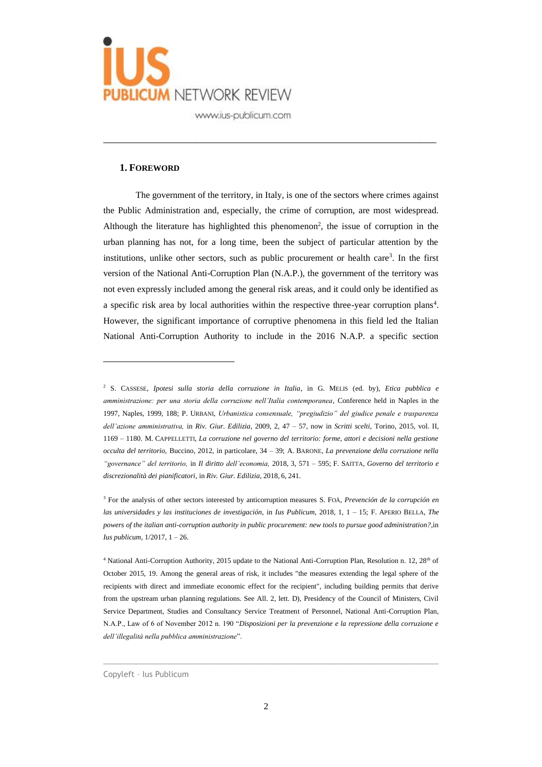## 1. FOREWORD

The government of the territory, in Italy, is one of the sectors where crimes against the Public Administration and, especially, the crime of corruption, are most widespread. Although the literature has highlighted this phenomenon[2], the issue of corruption in the urban planning has not, for a long time, been the subject of particular attention by the institutions, unlike other sectors, such as public procurement or health care[3]. In the first version of the National Anti-Corruption Plan (N.A.P.), the government of the territory was not even expressly included among the general risk areas, and it could only be identified as a specific risk area by local authorities within the respective three-year corruption plans[4]. However, the significant importance of corruptive phenomena in this field led the Italian National Anti-Corruption Authority to include in the 2016 N.A.P. a specific section

---

[2] S. CASSESE, *Ipotesi sulla storia della corruzione in Italia*, in G. MELIS (ed. by), *Etica pubblica e amministrazione: per una storia della corruzione nell'Italia contemporanea*, Conference held in Naples in the 1997, Naples, 1999, 188; P. URBANI, *Urbanistica consensuale, "pregiudizio" del giudice penale e trasparenza dell'azione amministrativa,* in *Riv. Giur. Edilizia*, 2009, 2, 47 – 57, now in *Scritti scelti*, Torino, 2015, vol. II, 1169 – 1180. M. CAPPELLETTI, *La corruzione nel governo del territorio: forme, attori e decisioni nella gestione occulta del territorio,* Buccino, 2012, in particolare, 34 – 39; A. BARONE, *La prevenzione della corruzione nella "governance" del territorio,* in *Il diritto dell'economia,* 2018, 3, 571 – 595; F. SAITTA, *Governo del territorio e discrezionalità dei pianificatori*, in *Riv. Giur. Edilizia*, 2018, 6, 241.

[3] For the analysis of other sectors interested by anticorruption measures S. FOÀ, *Prevención de la corrupción en las universidades y las instituciones de investigación,* in *Ius Publicum*, 2018, 1, 1 – 15; F. APERIO BELLA, *The powers of the italian anti-corruption authority in public procurement: new tools to pursue good administration?*,in *Ius publicum*, 1/2017, 1 – 26.

[4] National Anti-Corruption Authority, 2015 update to the National Anti-Corruption Plan, Resolution n. 12, 28th of October 2015, 19. Among the general areas of risk, it includes "the measures extending the legal sphere of the recipients with direct and immediate economic effect for the recipient", including building permits that derive from the upstream urban planning regulations. See All. 2, lett. D), Presidency of the Council of Ministers, Civil Service Department, Studies and Consultancy Service Treatment of Personnel, National Anti-Corruption Plan, N.A.P., Law of 6 of November 2012 n. 190 "*Disposizioni per la prevenzione e la repressione della corruzione e dell'illegalità nella pubblica amministrazione*".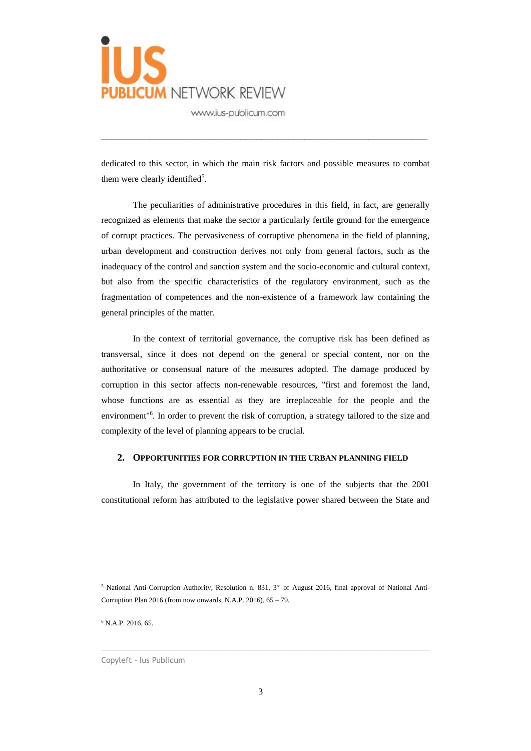dedicated to this sector, in which the main risk factors and possible measures to combat them were clearly identified[5].

The peculiarities of administrative procedures in this field, in fact, are generally recognized as elements that make the sector a particularly fertile ground for the emergence of corrupt practices. The pervasiveness of corruptive phenomena in the field of planning, urban development and construction derives not only from general factors, such as the inadequacy of the control and sanction system and the socio-economic and cultural context, but also from the specific characteristics of the regulatory environment, such as the fragmentation of competences and the non-existence of a framework law containing the general principles of the matter.

In the context of territorial governance, the corruptive risk has been defined as transversal, since it does not depend on the general or special content, nor on the authoritative or consensual nature of the measures adopted. The damage produced by corruption in this sector affects non-renewable resources, "first and foremost the land, whose functions are as essential as they are irreplaceable for the people and the environment"[6]. In order to prevent the risk of corruption, a strategy tailored to the size and complexity of the level of planning appears to be crucial.

## 2. Opportunities for corruption in the urban planning field

In Italy, the government of the territory is one of the subjects that the 2001 constitutional reform has attributed to the legislative power shared between the State and

---

[5] National Anti-Corruption Authority, Resolution n. 831, 3rd of August 2016, final approval of National Anti-Corruption Plan 2016 (from now onwards, N.A.P. 2016), 65 – 79.

[6] N.A.P. 2016, 65.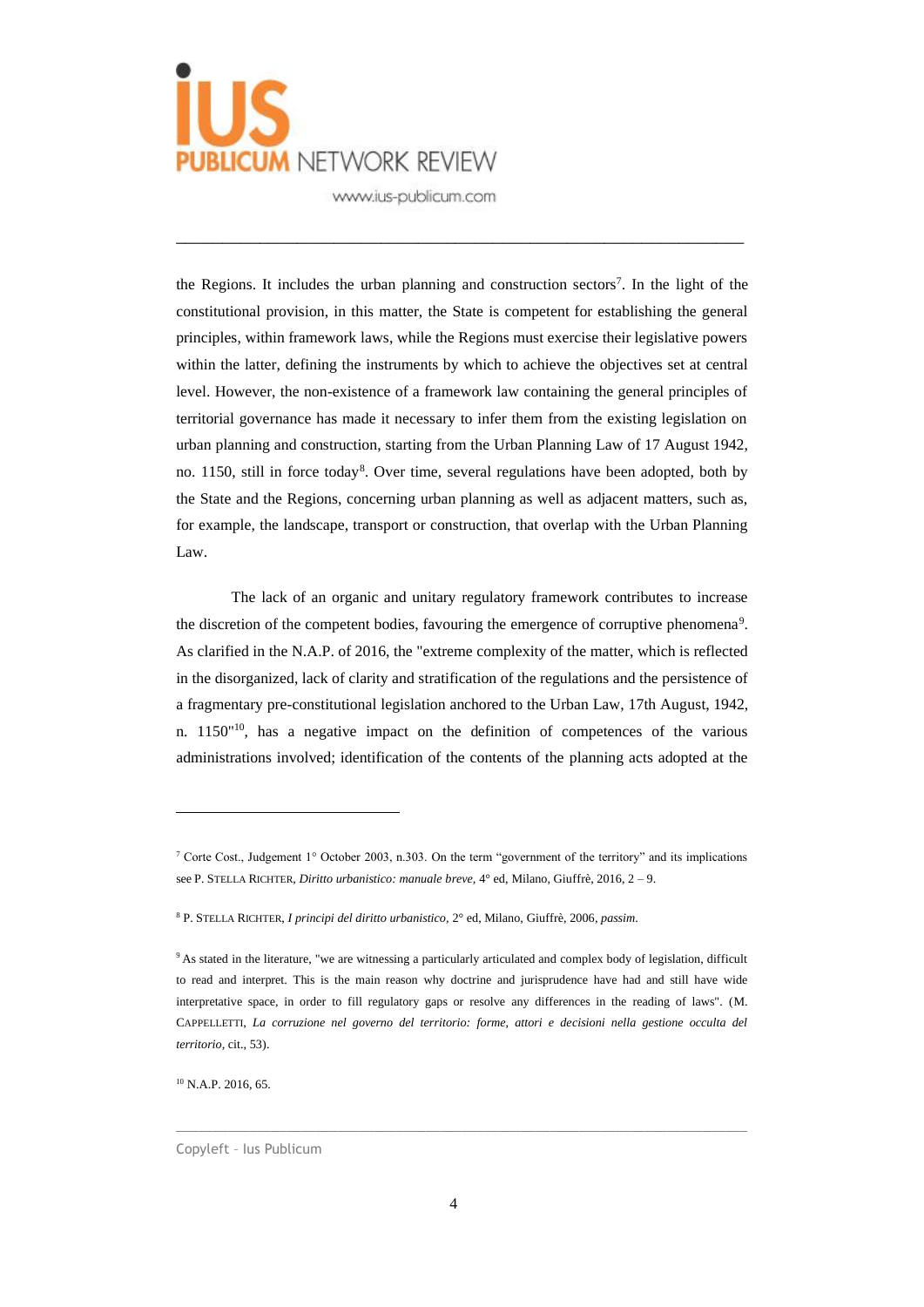the Regions. It includes the urban planning and construction sectors[7]. In the light of the constitutional provision, in this matter, the State is competent for establishing the general principles, within framework laws, while the Regions must exercise their legislative powers within the latter, defining the instruments by which to achieve the objectives set at central level. However, the non-existence of a framework law containing the general principles of territorial governance has made it necessary to infer them from the existing legislation on urban planning and construction, starting from the Urban Planning Law of 17 August 1942, no. 1150, still in force today[8]. Over time, several regulations have been adopted, both by the State and the Regions, concerning urban planning as well as adjacent matters, such as, for example, the landscape, transport or construction, that overlap with the Urban Planning Law.

The lack of an organic and unitary regulatory framework contributes to increase the discretion of the competent bodies, favouring the emergence of corruptive phenomena[9]. As clarified in the N.A.P. of 2016, the "extreme complexity of the matter, which is reflected in the disorganized, lack of clarity and stratification of the regulations and the persistence of a fragmentary pre-constitutional legislation anchored to the Urban Law, 17th August, 1942, n. 1150"[10], has a negative impact on the definition of competences of the various administrations involved; identification of the contents of the planning acts adopted at the

---

[7] Corte Cost., Judgement 1° October 2003, n.303. On the term "government of the territory" and its implications see P. STELLA RICHTER, *Diritto urbanistico: manuale breve*, 4° ed, Milano, Giuffrè, 2016, 2 – 9.

[8] P. STELLA RICHTER, *I principi del diritto urbanistico*, 2° ed, Milano, Giuffrè, 2006, *passim*.

[9] As stated in the literature, "we are witnessing a particularly articulated and complex body of legislation, difficult to read and interpret. This is the main reason why doctrine and jurisprudence have had and still have wide interpretative space, in order to fill regulatory gaps or resolve any differences in the reading of laws". (M. CAPPELLETTI, *La corruzione nel governo del territorio: forme, attori e decisioni nella gestione occulta del territorio*, cit., 53).

[10] N.A.P. 2016, 65.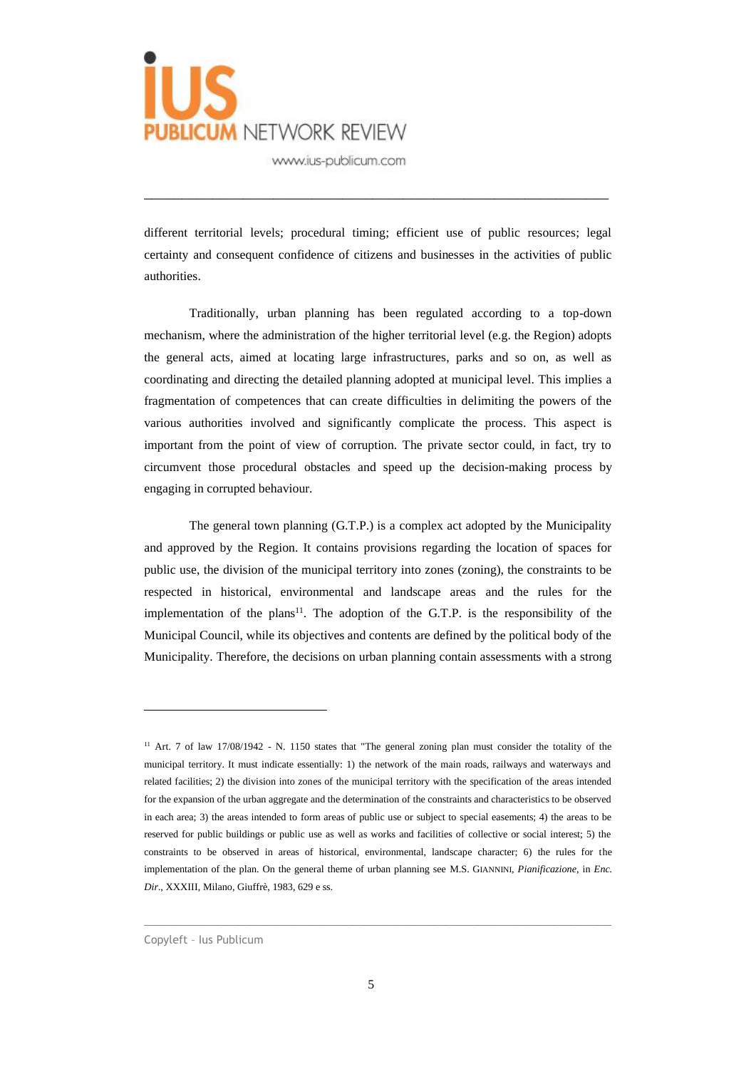different territorial levels; procedural timing; efficient use of public resources; legal certainty and consequent confidence of citizens and businesses in the activities of public authorities.

Traditionally, urban planning has been regulated according to a top-down mechanism, where the administration of the higher territorial level (e.g. the Region) adopts the general acts, aimed at locating large infrastructures, parks and so on, as well as coordinating and directing the detailed planning adopted at municipal level. This implies a fragmentation of competences that can create difficulties in delimiting the powers of the various authorities involved and significantly complicate the process. This aspect is important from the point of view of corruption. The private sector could, in fact, try to circumvent those procedural obstacles and speed up the decision-making process by engaging in corrupted behaviour.

The general town planning (G.T.P.) is a complex act adopted by the Municipality and approved by the Region. It contains provisions regarding the location of spaces for public use, the division of the municipal territory into zones (zoning), the constraints to be respected in historical, environmental and landscape areas and the rules for the implementation of the plans[11]. The adoption of the G.T.P. is the responsibility of the Municipal Council, while its objectives and contents are defined by the political body of the Municipality. Therefore, the decisions on urban planning contain assessments with a strong

---

[11] Art. 7 of law 17/08/1942 - N. 1150 states that "The general zoning plan must consider the totality of the municipal territory. It must indicate essentially: 1) the network of the main roads, railways and waterways and related facilities; 2) the division into zones of the municipal territory with the specification of the areas intended for the expansion of the urban aggregate and the determination of the constraints and characteristics to be observed in each area; 3) the areas intended to form areas of public use or subject to special easements; 4) the areas to be reserved for public buildings or public use as well as works and facilities of collective or social interest; 5) the constraints to be observed in areas of historical, environmental, landscape character; 6) the rules for the implementation of the plan. On the general theme of urban planning see M.S. GIANNINI, *Pianificazione*, in *Enc. Dir.*, XXXIII, Milano, Giuffrè, 1983, 629 e ss.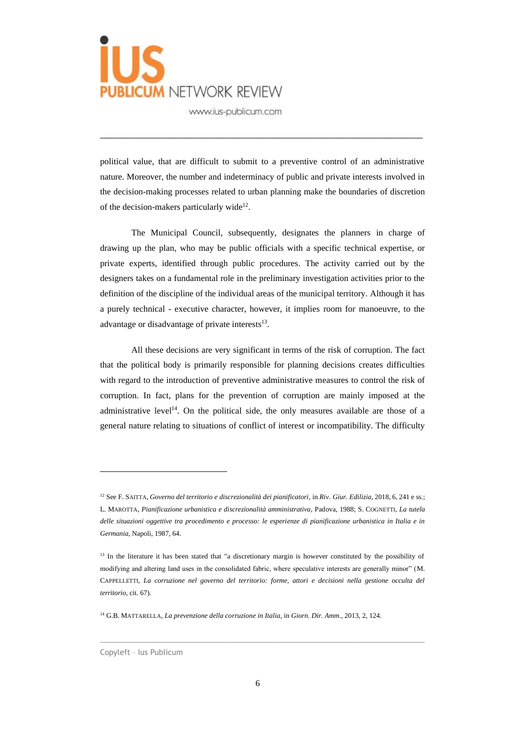political value, that are difficult to submit to a preventive control of an administrative nature. Moreover, the number and indeterminacy of public and private interests involved in the decision-making processes related to urban planning make the boundaries of discretion of the decision-makers particularly wide[12].

The Municipal Council, subsequently, designates the planners in charge of drawing up the plan, who may be public officials with a specific technical expertise, or private experts, identified through public procedures. The activity carried out by the designers takes on a fundamental role in the preliminary investigation activities prior to the definition of the discipline of the individual areas of the municipal territory. Although it has a purely technical - executive character, however, it implies room for manoeuvre, to the advantage or disadvantage of private interests[13].

All these decisions are very significant in terms of the risk of corruption. The fact that the political body is primarily responsible for planning decisions creates difficulties with regard to the introduction of preventive administrative measures to control the risk of corruption. In fact, plans for the prevention of corruption are mainly imposed at the administrative level[14]. On the political side, the only measures available are those of a general nature relating to situations of conflict of interest or incompatibility. The difficulty

---

[12] See F. SAITTA, *Governo del territorio e discrezionalità dei pianificatori*, in *Riv. Giur. Edilizia*, 2018, 6, 241 e ss.; L. MAROTTA, *Pianificazione urbanistica e discrezionalità amministrativa*, Padova, 1988; S. COGNETTI, *La tutela delle situazioni oggettive tra procedimento e processo: le esperienze di pianificazione urbanistica in Italia e in Germania*, Napoli, 1987, 64.

[13] In the literature it has been stated that "a discretionary margin is however constituted by the possibility of modifying and altering land uses in the consolidated fabric, where speculative interests are generally minor" (M. CAPPELLETTI, *La corruzione nel governo del territorio: forme, attori e decisioni nella gestione occulta del territorio*, cit. 67).

[14] G.B. MATTARELLA, *La prevenzione della corruzione in Italia*, in *Giorn. Dir. Amm.*, 2013, 2, 124.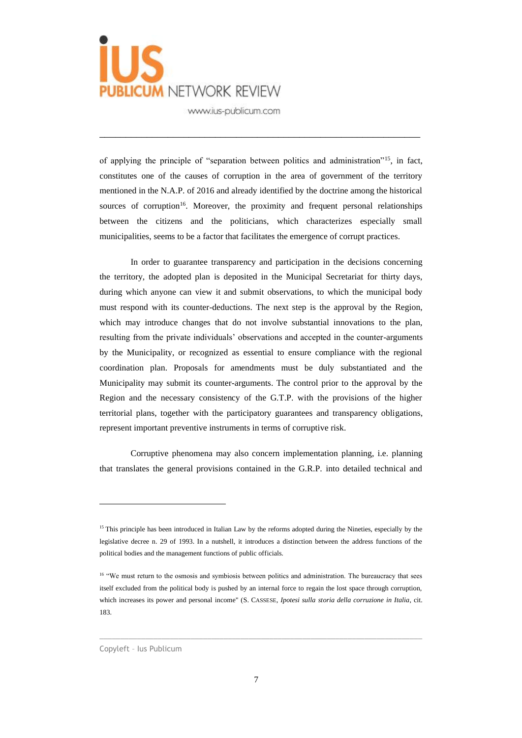of applying the principle of "separation between politics and administration"[15], in fact, constitutes one of the causes of corruption in the area of government of the territory mentioned in the N.A.P. of 2016 and already identified by the doctrine among the historical sources of corruption[16]. Moreover, the proximity and frequent personal relationships between the citizens and the politicians, which characterizes especially small municipalities, seems to be a factor that facilitates the emergence of corrupt practices.

In order to guarantee transparency and participation in the decisions concerning the territory, the adopted plan is deposited in the Municipal Secretariat for thirty days, during which anyone can view it and submit observations, to which the municipal body must respond with its counter-deductions. The next step is the approval by the Region, which may introduce changes that do not involve substantial innovations to the plan, resulting from the private individuals' observations and accepted in the counter-arguments by the Municipality, or recognized as essential to ensure compliance with the regional coordination plan. Proposals for amendments must be duly substantiated and the Municipality may submit its counter-arguments. The control prior to the approval by the Region and the necessary consistency of the G.T.P. with the provisions of the higher territorial plans, together with the participatory guarantees and transparency obligations, represent important preventive instruments in terms of corruptive risk.

Corruptive phenomena may also concern implementation planning, i.e. planning that translates the general provisions contained in the G.R.P. into detailed technical and

---

[15] This principle has been introduced in Italian Law by the reforms adopted during the Nineties, especially by the legislative decree n. 29 of 1993. In a nutshell, it introduces a distinction between the address functions of the political bodies and the management functions of public officials.

[16] "We must return to the osmosis and symbiosis between politics and administration. The bureaucracy that sees itself excluded from the political body is pushed by an internal force to regain the lost space through corruption, which increases its power and personal income" (S. CASSESE, *Ipotesi sulla storia della corruzione in Italia*, cit. 183.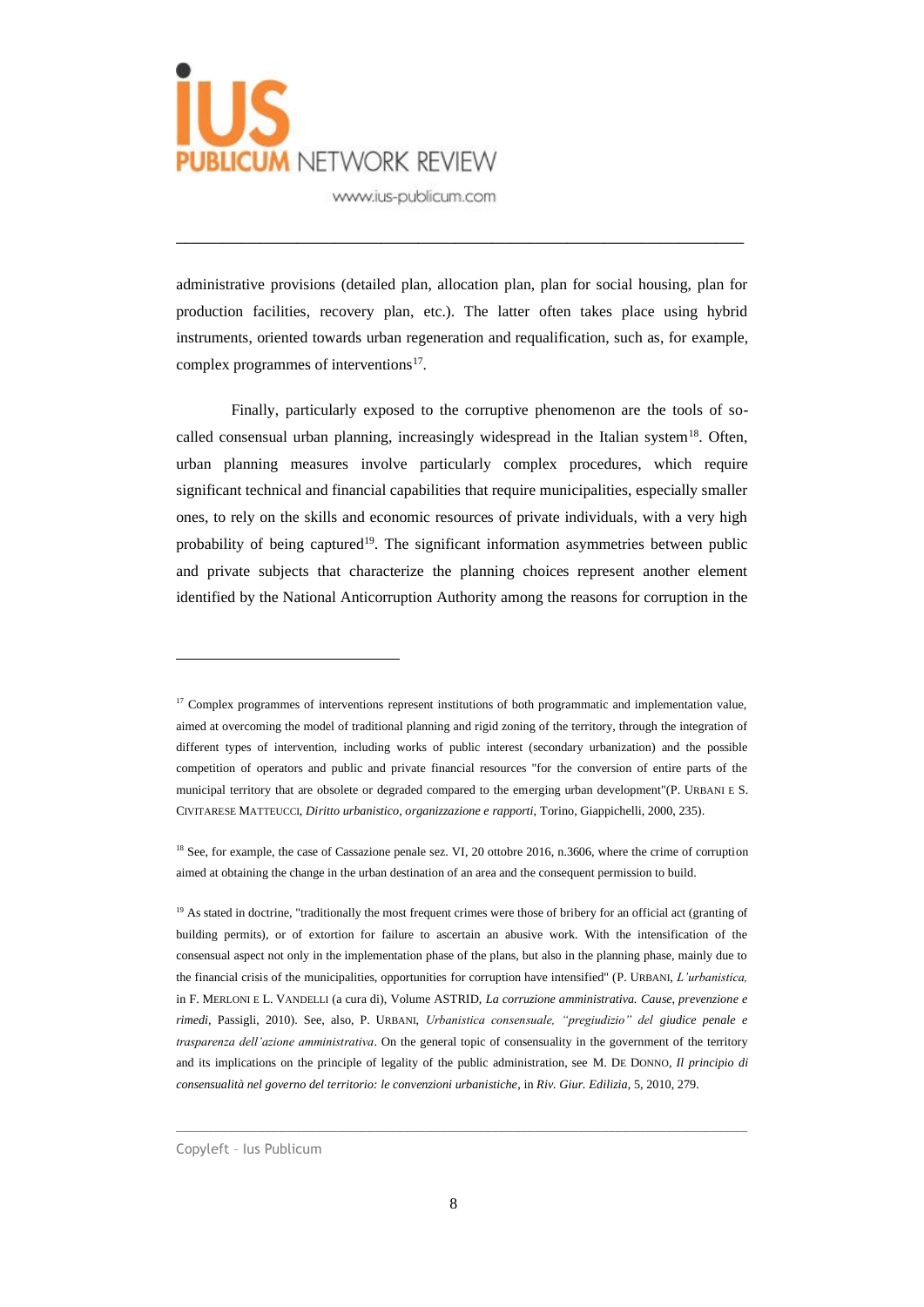administrative provisions (detailed plan, allocation plan, plan for social housing, plan for production facilities, recovery plan, etc.). The latter often takes place using hybrid instruments, oriented towards urban regeneration and requalification, such as, for example, complex programmes of interventions[17].

Finally, particularly exposed to the corruptive phenomenon are the tools of so-called consensual urban planning, increasingly widespread in the Italian system[18]. Often, urban planning measures involve particularly complex procedures, which require significant technical and financial capabilities that require municipalities, especially smaller ones, to rely on the skills and economic resources of private individuals, with a very high probability of being captured[19]. The significant information asymmetries between public and private subjects that characterize the planning choices represent another element identified by the National Anticorruption Authority among the reasons for corruption in the

---

[17] Complex programmes of interventions represent institutions of both programmatic and implementation value, aimed at overcoming the model of traditional planning and rigid zoning of the territory, through the integration of different types of intervention, including works of public interest (secondary urbanization) and the possible competition of operators and public and private financial resources "for the conversion of entire parts of the municipal territory that are obsolete or degraded compared to the emerging urban development"(P. URBANI E S. CIVITARESE MATTEUCCI, *Diritto urbanistico, organizzazione e rapporti*, Torino, Giappichelli, 2000, 235).

[18] See, for example, the case of Cassazione penale sez. VI, 20 ottobre 2016, n.3606, where the crime of corruption aimed at obtaining the change in the urban destination of an area and the consequent permission to build.

[19] As stated in doctrine, "traditionally the most frequent crimes were those of bribery for an official act (granting of building permits), or of extortion for failure to ascertain an abusive work. With the intensification of the consensual aspect not only in the implementation phase of the plans, but also in the planning phase, mainly due to the financial crisis of the municipalities, opportunities for corruption have intensified" (P. URBANI, *L'urbanistica*, in F. MERLONI E L. VANDELLI (a cura di), Volume ASTRID, *La corruzione amministrativa. Cause, prevenzione e rimedi*, Passigli, 2010). See, also, P. URBANI, *Urbanistica consensuale, "pregiudizio" del giudice penale e trasparenza dell'azione amministrativa*. On the general topic of consensuality in the government of the territory and its implications on the principle of legality of the public administration, see M. DE DONNO, *Il principio di consensualità nel governo del territorio: le convenzioni urbanistiche*, in *Riv. Giur. Edilizia*, 5, 2010, 279.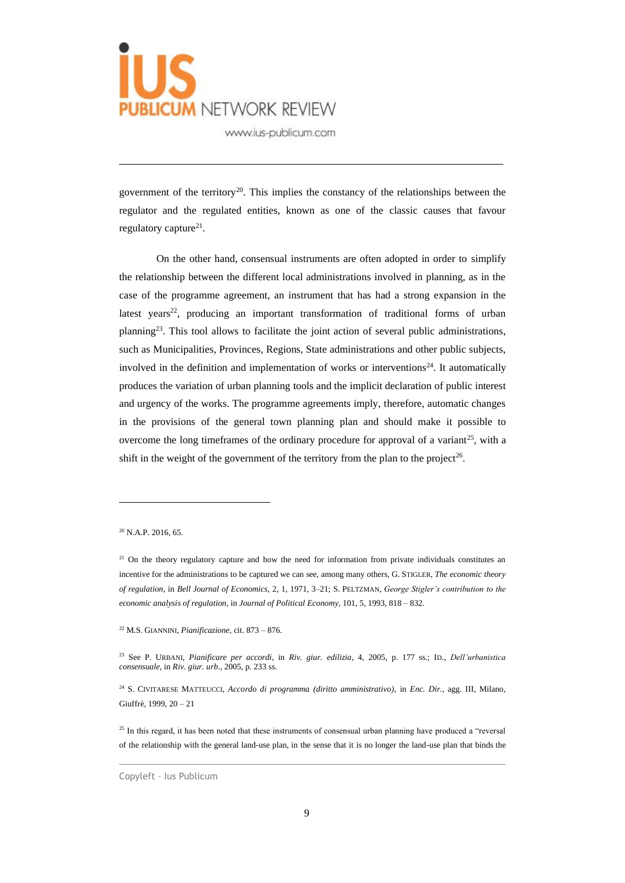government of the territory[20]. This implies the constancy of the relationships between the regulator and the regulated entities, known as one of the classic causes that favour regulatory capture[21].

On the other hand, consensual instruments are often adopted in order to simplify the relationship between the different local administrations involved in planning, as in the case of the programme agreement, an instrument that has had a strong expansion in the latest years[22], producing an important transformation of traditional forms of urban planning[23]. This tool allows to facilitate the joint action of several public administrations, such as Municipalities, Provinces, Regions, State administrations and other public subjects, involved in the definition and implementation of works or interventions[24]. It automatically produces the variation of urban planning tools and the implicit declaration of public interest and urgency of the works. The programme agreements imply, therefore, automatic changes in the provisions of the general town planning plan and should make it possible to overcome the long timeframes of the ordinary procedure for approval of a variant[25], with a shift in the weight of the government of the territory from the plan to the project[26].

---

[20] N.A.P. 2016, 65.

[21] On the theory regulatory capture and how the need for information from private individuals constitutes an incentive for the administrations to be captured we can see, among many others, G. STIGLER, *The economic theory of regulation*, in *Bell Journal of Economics*, 2, 1, 1971, 3–21; S. PELTZMAN, *George Stigler's contribution to the economic analysis of regulation*, in *Journal of Political Economy*, 101, 5, 1993, 818 – 832.

[22] M.S. GIANNINI, *Pianificazione*, cit. 873 – 876.

[23] See P. URBANI, *Pianificare per accordi*, in *Riv. giur. edilizia*, 4, 2005, p. 177 ss.; ID., *Dell'urbanistica consensuale*, in *Riv. giur. urb*., 2005, p. 233 ss.

[24] S. CIVITARESE MATTEUCCI, *Accordo di programma (diritto amministrativo)*, in *Enc. Dir.*, agg. III, Milano, Giuffrè, 1999, 20 – 21

[25] In this regard, it has been noted that these instruments of consensual urban planning have produced a "reversal of the relationship with the general land-use plan, in the sense that it is no longer the land-use plan that binds the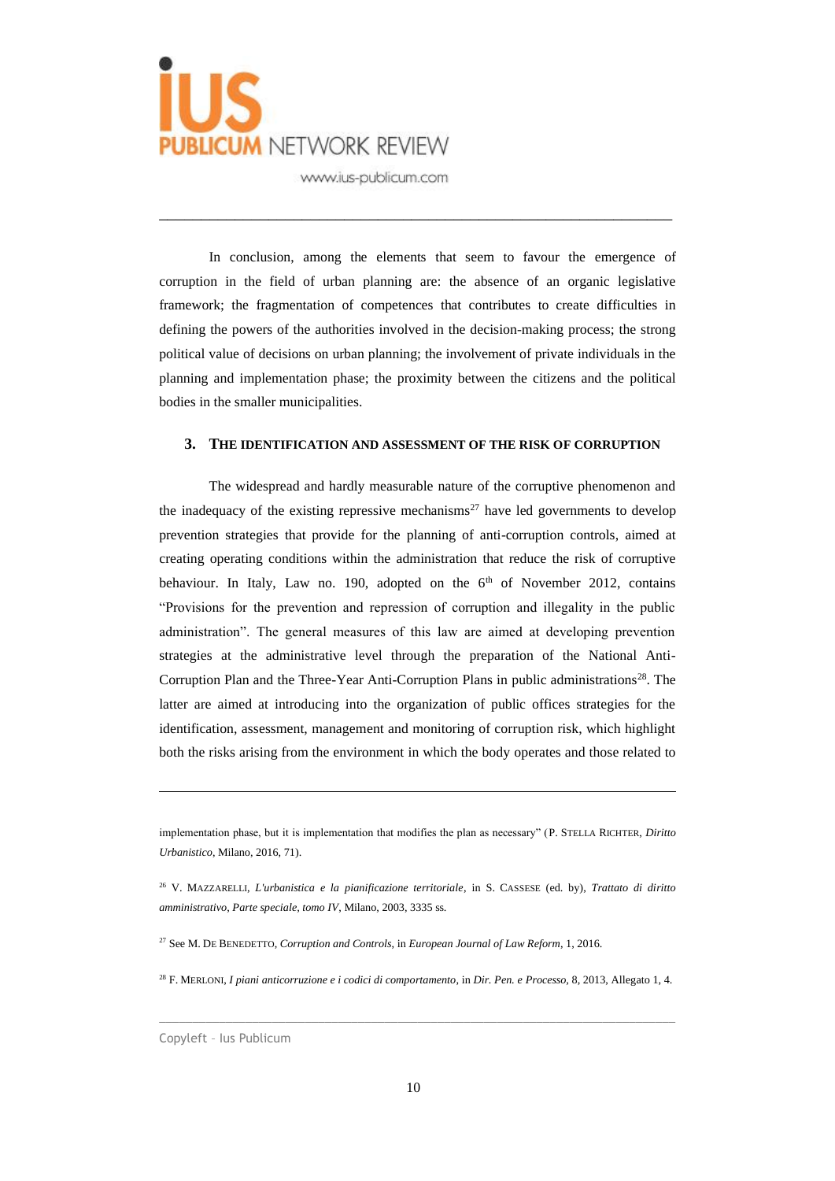In conclusion, among the elements that seem to favour the emergence of corruption in the field of urban planning are: the absence of an organic legislative framework; the fragmentation of competences that contributes to create difficulties in defining the powers of the authorities involved in the decision-making process; the strong political value of decisions on urban planning; the involvement of private individuals in the planning and implementation phase; the proximity between the citizens and the political bodies in the smaller municipalities.

## 3. The identification and assessment of the risk of corruption

The widespread and hardly measurable nature of the corruptive phenomenon and the inadequacy of the existing repressive mechanisms[27] have led governments to develop prevention strategies that provide for the planning of anti-corruption controls, aimed at creating operating conditions within the administration that reduce the risk of corruptive behaviour. In Italy, Law no. 190, adopted on the 6th of November 2012, contains "Provisions for the prevention and repression of corruption and illegality in the public administration". The general measures of this law are aimed at developing prevention strategies at the administrative level through the preparation of the National Anti-Corruption Plan and the Three-Year Anti-Corruption Plans in public administrations[28]. The latter are aimed at introducing into the organization of public offices strategies for the identification, assessment, management and monitoring of corruption risk, which highlight both the risks arising from the environment in which the body operates and those related to

---

implementation phase, but it is implementation that modifies the plan as necessary" (P. Stella Richter, *Diritto Urbanistico*, Milano, 2016, 71).

[26] V. Mazzarelli, *L'urbanistica e la pianificazione territoriale*, in S. Cassese (ed. by), *Trattato di diritto amministrativo, Parte speciale, tomo IV*, Milano, 2003, 3335 ss.

[27] See M. De Benedetto, *Corruption and Controls*, in *European Journal of Law Reform*, 1, 2016.

[28] F. Merloni, *I piani anticorruzione e i codici di comportamento*, in *Dir. Pen. e Processo*, 8, 2013, Allegato 1, 4.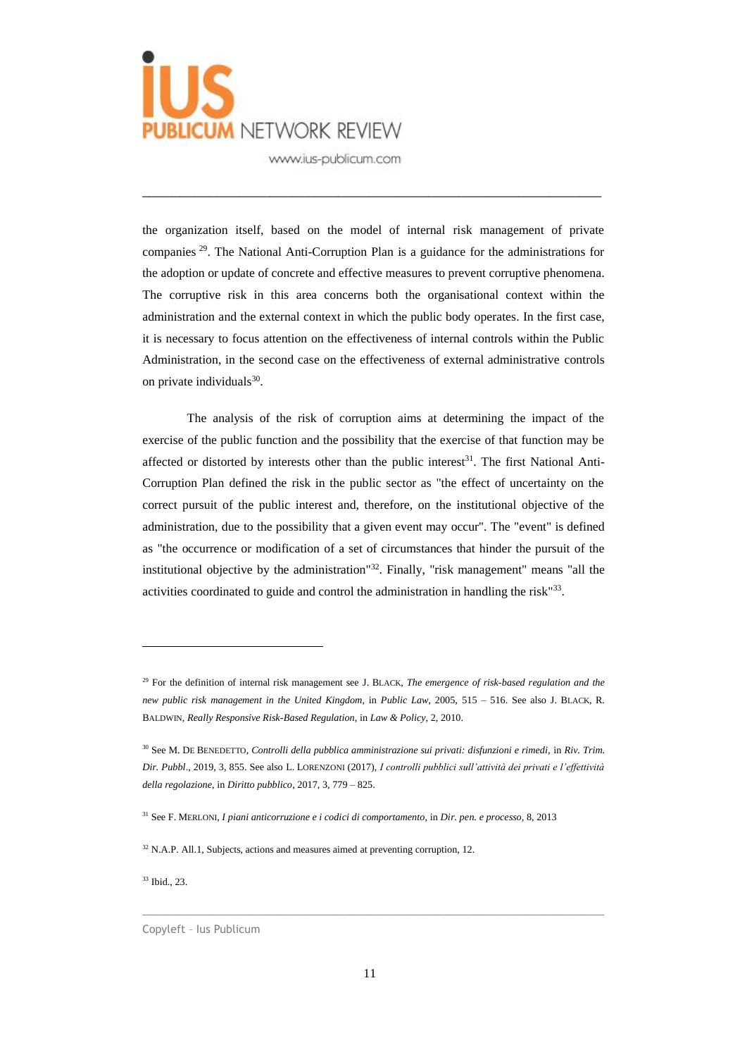the organization itself, based on the model of internal risk management of private companies [29]. The National Anti-Corruption Plan is a guidance for the administrations for the adoption or update of concrete and effective measures to prevent corruptive phenomena. The corruptive risk in this area concerns both the organisational context within the administration and the external context in which the public body operates. In the first case, it is necessary to focus attention on the effectiveness of internal controls within the Public Administration, in the second case on the effectiveness of external administrative controls on private individuals[30].

The analysis of the risk of corruption aims at determining the impact of the exercise of the public function and the possibility that the exercise of that function may be affected or distorted by interests other than the public interest[31]. The first National Anti-Corruption Plan defined the risk in the public sector as "the effect of uncertainty on the correct pursuit of the public interest and, therefore, on the institutional objective of the administration, due to the possibility that a given event may occur". The "event" is defined as "the occurrence or modification of a set of circumstances that hinder the pursuit of the institutional objective by the administration"[32]. Finally, "risk management" means "all the activities coordinated to guide and control the administration in handling the risk"[33].

---

[29] For the definition of internal risk management see J. BLACK, *The emergence of risk-based regulation and the new public risk management in the United Kingdom*, in *Public Law*, 2005, 515 – 516. See also J. BLACK, R. BALDWIN, *Really Responsive Risk-Based Regulation*, in *Law & Policy*, 2, 2010.

[30] See M. DE BENEDETTO, *Controlli della pubblica amministrazione sui privati: disfunzioni e rimedi*, in *Riv. Trim. Dir. Pubbl*., 2019, 3, 855. See also L. LORENZONI (2017), *I controlli pubblici sull'attività dei privati e l'effettività della regolazione*, in *Diritto pubblico*, 2017, 3, 779 – 825.

[31] See F. MERLONI, *I piani anticorruzione e i codici di comportamento*, in *Dir. pen. e processo*, 8, 2013

[32] N.A.P. All.1, Subjects, actions and measures aimed at preventing corruption, 12.

[33] Ibid., 23.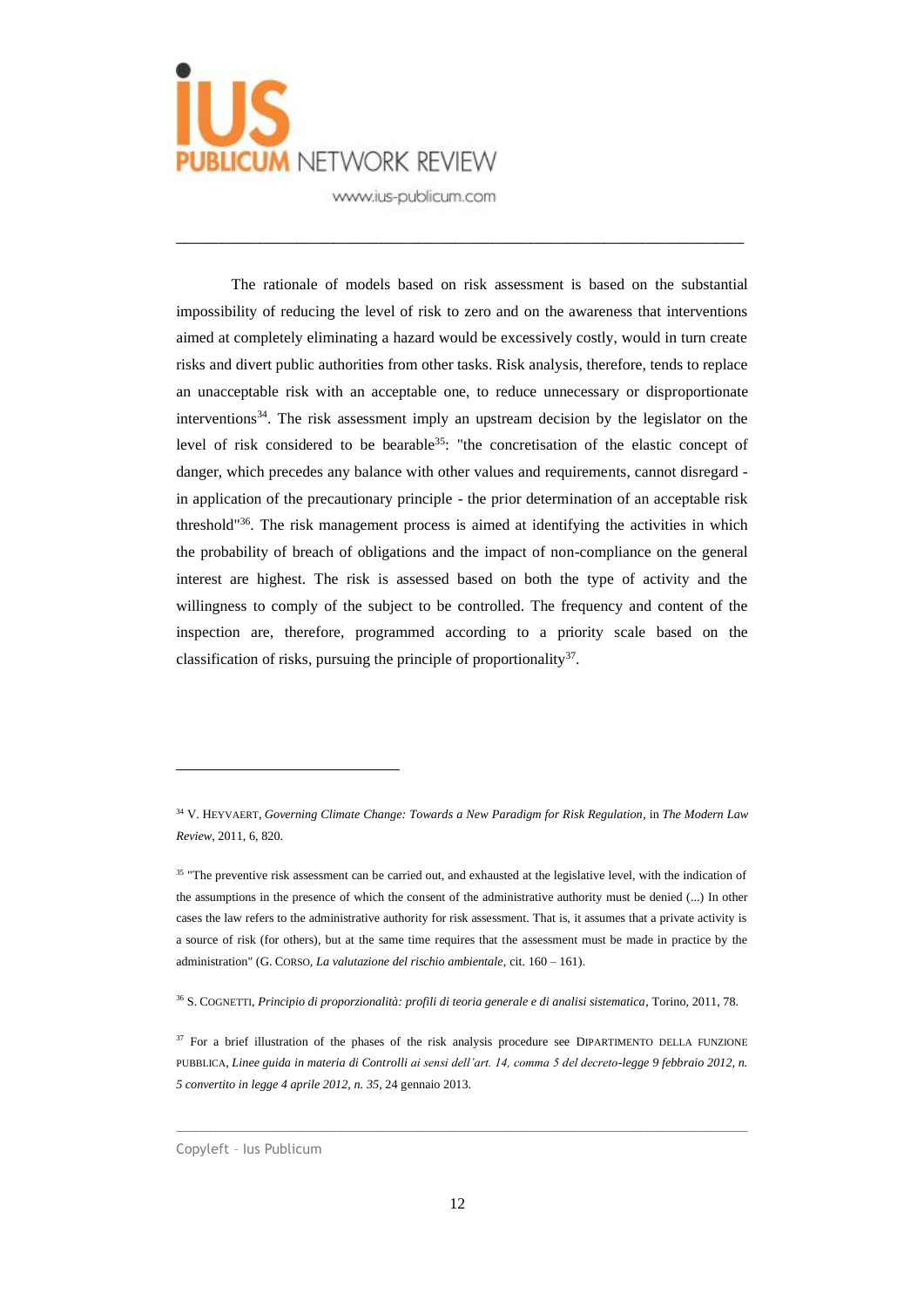The rationale of models based on risk assessment is based on the substantial impossibility of reducing the level of risk to zero and on the awareness that interventions aimed at completely eliminating a hazard would be excessively costly, would in turn create risks and divert public authorities from other tasks. Risk analysis, therefore, tends to replace an unacceptable risk with an acceptable one, to reduce unnecessary or disproportionate interventions[34]. The risk assessment imply an upstream decision by the legislator on the level of risk considered to be bearable[35]: "the concretisation of the elastic concept of danger, which precedes any balance with other values and requirements, cannot disregard - in application of the precautionary principle - the prior determination of an acceptable risk threshold"[36]. The risk management process is aimed at identifying the activities in which the probability of breach of obligations and the impact of non-compliance on the general interest are highest. The risk is assessed based on both the type of activity and the willingness to comply of the subject to be controlled. The frequency and content of the inspection are, therefore, programmed according to a priority scale based on the classification of risks, pursuing the principle of proportionality[37].

---

[34] V. HEYVAERT, *Governing Climate Change: Towards a New Paradigm for Risk Regulation*, in *The Modern Law Review*, 2011, 6, 820.

[35] "The preventive risk assessment can be carried out, and exhausted at the legislative level, with the indication of the assumptions in the presence of which the consent of the administrative authority must be denied (...) In other cases the law refers to the administrative authority for risk assessment. That is, it assumes that a private activity is a source of risk (for others), but at the same time requires that the assessment must be made in practice by the administration" (G. CORSO, *La valutazione del rischio ambientale*, cit. 160 – 161).

[36] S. COGNETTI, *Principio di proporzionalità: profili di teoria generale e di analisi sistematica*, Torino, 2011, 78.

[37] For a brief illustration of the phases of the risk analysis procedure see DIPARTIMENTO DELLA FUNZIONE PUBBLICA, *Linee guida in materia di Controlli ai sensi dell'art. 14, comma 5 del decreto-legge 9 febbraio 2012, n. 5 convertito in legge 4 aprile 2012, n. 35*, 24 gennaio 2013.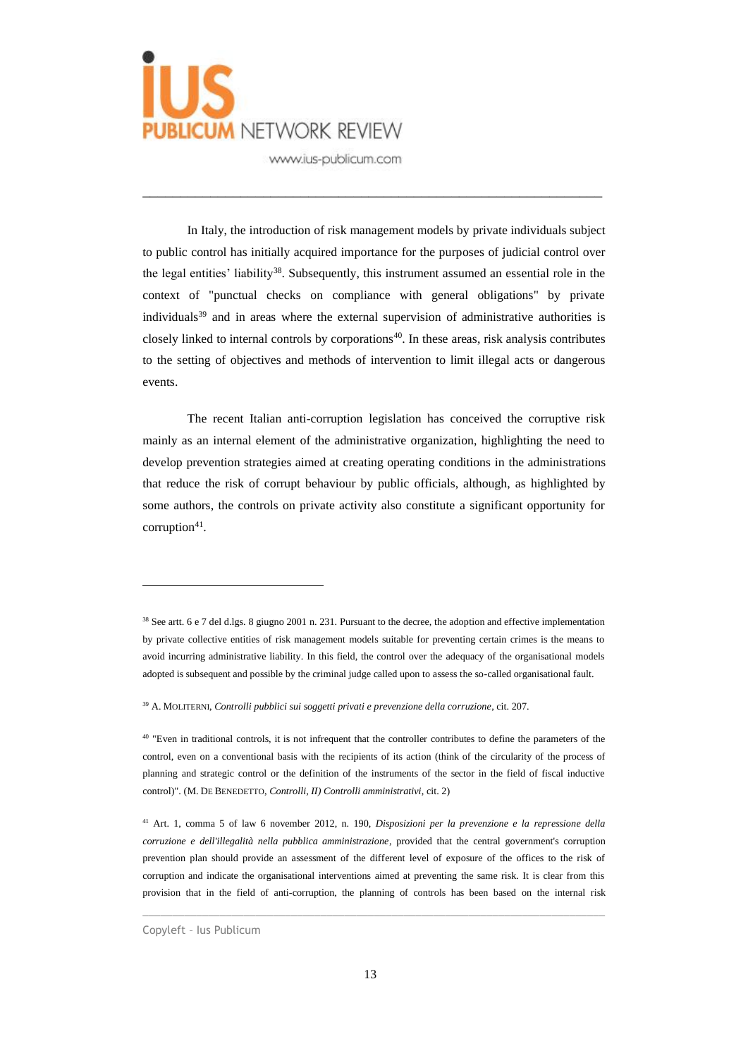In Italy, the introduction of risk management models by private individuals subject to public control has initially acquired importance for the purposes of judicial control over the legal entities' liability[38]. Subsequently, this instrument assumed an essential role in the context of "punctual checks on compliance with general obligations" by private individuals[39] and in areas where the external supervision of administrative authorities is closely linked to internal controls by corporations[40]. In these areas, risk analysis contributes to the setting of objectives and methods of intervention to limit illegal acts or dangerous events.

The recent Italian anti-corruption legislation has conceived the corruptive risk mainly as an internal element of the administrative organization, highlighting the need to develop prevention strategies aimed at creating operating conditions in the administrations that reduce the risk of corrupt behaviour by public officials, although, as highlighted by some authors, the controls on private activity also constitute a significant opportunity for corruption[41].

---

[38] See artt. 6 e 7 del d.lgs. 8 giugno 2001 n. 231. Pursuant to the decree, the adoption and effective implementation by private collective entities of risk management models suitable for preventing certain crimes is the means to avoid incurring administrative liability. In this field, the control over the adequacy of the organisational models adopted is subsequent and possible by the criminal judge called upon to assess the so-called organisational fault.

[39] A. MOLITERNI, *Controlli pubblici sui soggetti privati e prevenzione della corruzione*, cit. 207.

[40] "Even in traditional controls, it is not infrequent that the controller contributes to define the parameters of the control, even on a conventional basis with the recipients of its action (think of the circularity of the process of planning and strategic control or the definition of the instruments of the sector in the field of fiscal inductive control)". (M. DE BENEDETTO, *Controlli, II) Controlli amministrativi*, cit. 2)

[41] Art. 1, comma 5 of law 6 november 2012, n. 190, *Disposizioni per la prevenzione e la repressione della corruzione e dell'illegalità nella pubblica amministrazione*, provided that the central government's corruption prevention plan should provide an assessment of the different level of exposure of the offices to the risk of corruption and indicate the organisational interventions aimed at preventing the same risk. It is clear from this provision that in the field of anti-corruption, the planning of controls has been based on the internal risk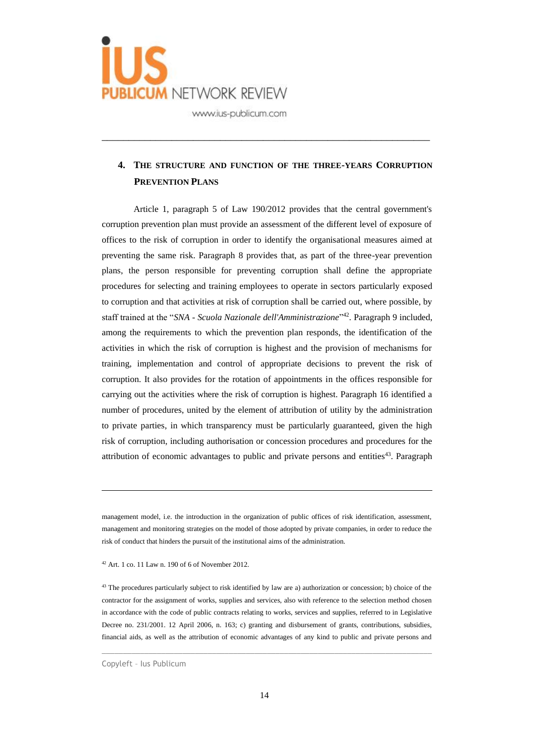## 4. The structure and function of the three-years Corruption Prevention Plans

Article 1, paragraph 5 of Law 190/2012 provides that the central government's corruption prevention plan must provide an assessment of the different level of exposure of offices to the risk of corruption in order to identify the organisational measures aimed at preventing the same risk. Paragraph 8 provides that, as part of the three-year prevention plans, the person responsible for preventing corruption shall define the appropriate procedures for selecting and training employees to operate in sectors particularly exposed to corruption and that activities at risk of corruption shall be carried out, where possible, by staff trained at the "*SNA - Scuola Nazionale dell'Amministrazione*"[42]. Paragraph 9 included, among the requirements to which the prevention plan responds, the identification of the activities in which the risk of corruption is highest and the provision of mechanisms for training, implementation and control of appropriate decisions to prevent the risk of corruption. It also provides for the rotation of appointments in the offices responsible for carrying out the activities where the risk of corruption is highest. Paragraph 16 identified a number of procedures, united by the element of attribution of utility by the administration to private parties, in which transparency must be particularly guaranteed, given the high risk of corruption, including authorisation or concession procedures and procedures for the attribution of economic advantages to public and private persons and entities[43]. Paragraph

---

management model, i.e. the introduction in the organization of public offices of risk identification, assessment, management and monitoring strategies on the model of those adopted by private companies, in order to reduce the risk of conduct that hinders the pursuit of the institutional aims of the administration.

[42] Art. 1 co. 11 Law n. 190 of 6 of November 2012.

[43] The procedures particularly subject to risk identified by law are a) authorization or concession; b) choice of the contractor for the assignment of works, supplies and services, also with reference to the selection method chosen in accordance with the code of public contracts relating to works, services and supplies, referred to in Legislative Decree no. 231/2001. 12 April 2006, n. 163; c) granting and disbursement of grants, contributions, subsidies, financial aids, as well as the attribution of economic advantages of any kind to public and private persons and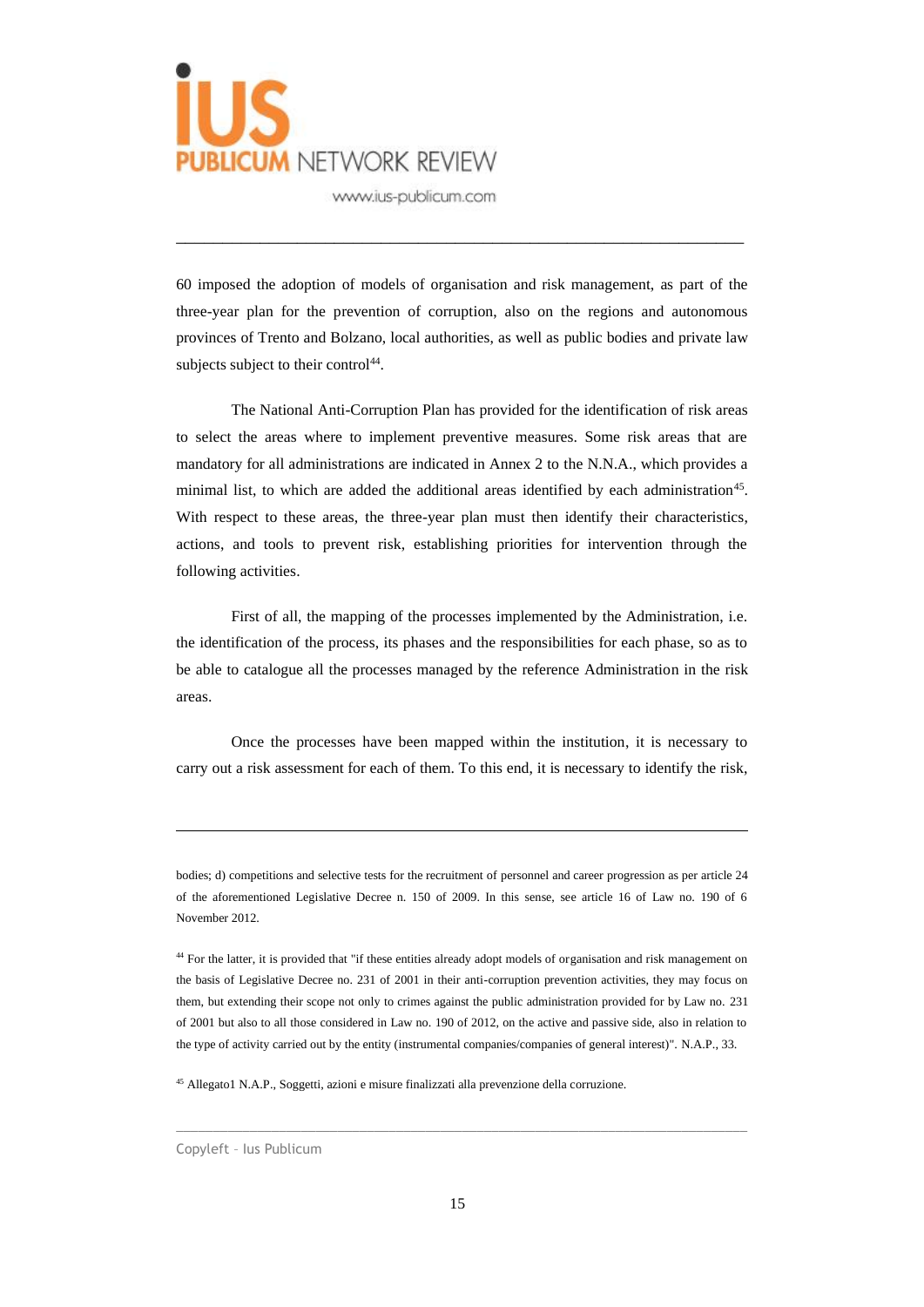60 imposed the adoption of models of organisation and risk management, as part of the three-year plan for the prevention of corruption, also on the regions and autonomous provinces of Trento and Bolzano, local authorities, as well as public bodies and private law subjects subject to their control[44].

The National Anti-Corruption Plan has provided for the identification of risk areas to select the areas where to implement preventive measures. Some risk areas that are mandatory for all administrations are indicated in Annex 2 to the N.N.A., which provides a minimal list, to which are added the additional areas identified by each administration[45]. With respect to these areas, the three-year plan must then identify their characteristics, actions, and tools to prevent risk, establishing priorities for intervention through the following activities.

First of all, the mapping of the processes implemented by the Administration, i.e. the identification of the process, its phases and the responsibilities for each phase, so as to be able to catalogue all the processes managed by the reference Administration in the risk areas.

Once the processes have been mapped within the institution, it is necessary to carry out a risk assessment for each of them. To this end, it is necessary to identify the risk,

---

bodies; d) competitions and selective tests for the recruitment of personnel and career progression as per article 24 of the aforementioned Legislative Decree n. 150 of 2009. In this sense, see article 16 of Law no. 190 of 6 November 2012.

[44] For the latter, it is provided that "if these entities already adopt models of organisation and risk management on the basis of Legislative Decree no. 231 of 2001 in their anti-corruption prevention activities, they may focus on them, but extending their scope not only to crimes against the public administration provided for by Law no. 231 of 2001 but also to all those considered in Law no. 190 of 2012, on the active and passive side, also in relation to the type of activity carried out by the entity (instrumental companies/companies of general interest)". N.A.P., 33.

[45] Allegato1 N.A.P., Soggetti, azioni e misure finalizzati alla prevenzione della corruzione.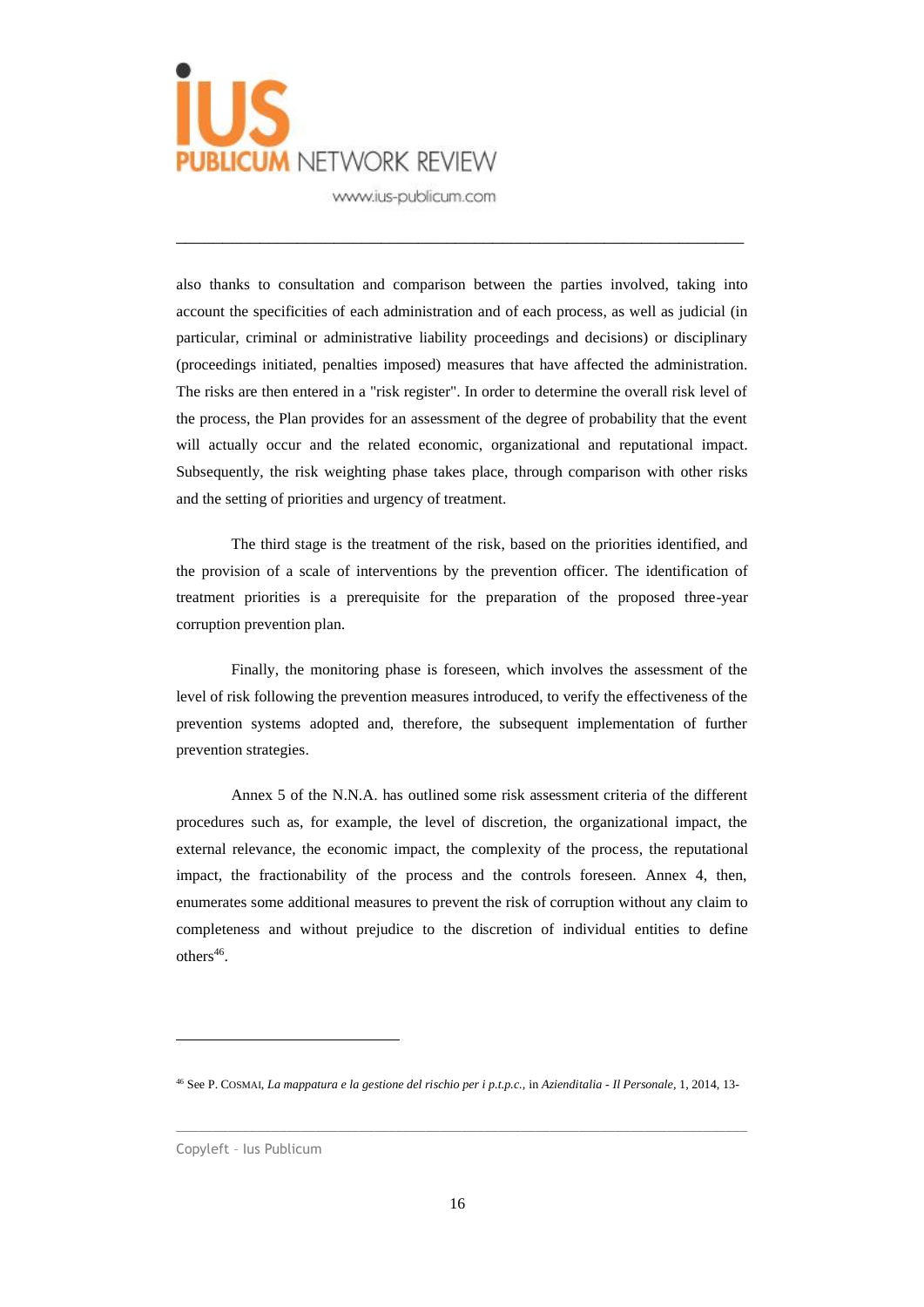also thanks to consultation and comparison between the parties involved, taking into account the specificities of each administration and of each process, as well as judicial (in particular, criminal or administrative liability proceedings and decisions) or disciplinary (proceedings initiated, penalties imposed) measures that have affected the administration. The risks are then entered in a "risk register". In order to determine the overall risk level of the process, the Plan provides for an assessment of the degree of probability that the event will actually occur and the related economic, organizational and reputational impact. Subsequently, the risk weighting phase takes place, through comparison with other risks and the setting of priorities and urgency of treatment.

The third stage is the treatment of the risk, based on the priorities identified, and the provision of a scale of interventions by the prevention officer. The identification of treatment priorities is a prerequisite for the preparation of the proposed three-year corruption prevention plan.

Finally, the monitoring phase is foreseen, which involves the assessment of the level of risk following the prevention measures introduced, to verify the effectiveness of the prevention systems adopted and, therefore, the subsequent implementation of further prevention strategies.

Annex 5 of the N.N.A. has outlined some risk assessment criteria of the different procedures such as, for example, the level of discretion, the organizational impact, the external relevance, the economic impact, the complexity of the process, the reputational impact, the fractionability of the process and the controls foreseen. Annex 4, then, enumerates some additional measures to prevent the risk of corruption without any claim to completeness and without prejudice to the discretion of individual entities to define others[46].

---

[46] See P. COSMAI, *La mappatura e la gestione del rischio per i p.t.p.c.*, in *Azienditalia - Il Personale*, 1, 2014, 13-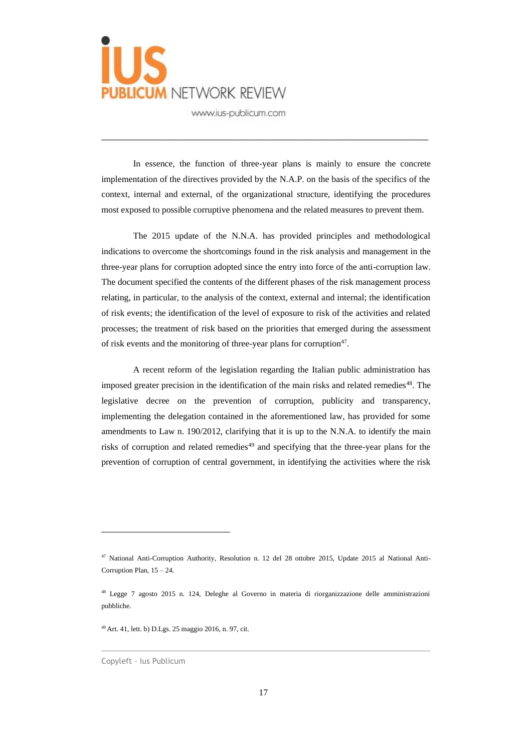In essence, the function of three-year plans is mainly to ensure the concrete implementation of the directives provided by the N.A.P. on the basis of the specifics of the context, internal and external, of the organizational structure, identifying the procedures most exposed to possible corruptive phenomena and the related measures to prevent them.

The 2015 update of the N.N.A. has provided principles and methodological indications to overcome the shortcomings found in the risk analysis and management in the three-year plans for corruption adopted since the entry into force of the anti-corruption law. The document specified the contents of the different phases of the risk management process relating, in particular, to the analysis of the context, external and internal; the identification of risk events; the identification of the level of exposure to risk of the activities and related processes; the treatment of risk based on the priorities that emerged during the assessment of risk events and the monitoring of three-year plans for corruption[47].

A recent reform of the legislation regarding the Italian public administration has imposed greater precision in the identification of the main risks and related remedies[48]. The legislative decree on the prevention of corruption, publicity and transparency, implementing the delegation contained in the aforementioned law, has provided for some amendments to Law n. 190/2012, clarifying that it is up to the N.N.A. to identify the main risks of corruption and related remedies[49] and specifying that the three-year plans for the prevention of corruption of central government, in identifying the activities where the risk

---

[47] National Anti-Corruption Authority, Resolution n. 12 del 28 ottobre 2015, Update 2015 al National Anti-Corruption Plan, 15 – 24.

[48] Legge 7 agosto 2015 n. 124, Deleghe al Governo in materia di riorganizzazione delle amministrazioni pubbliche.

[49] Art. 41, lett. b) D.Lgs. 25 maggio 2016, n. 97, cit.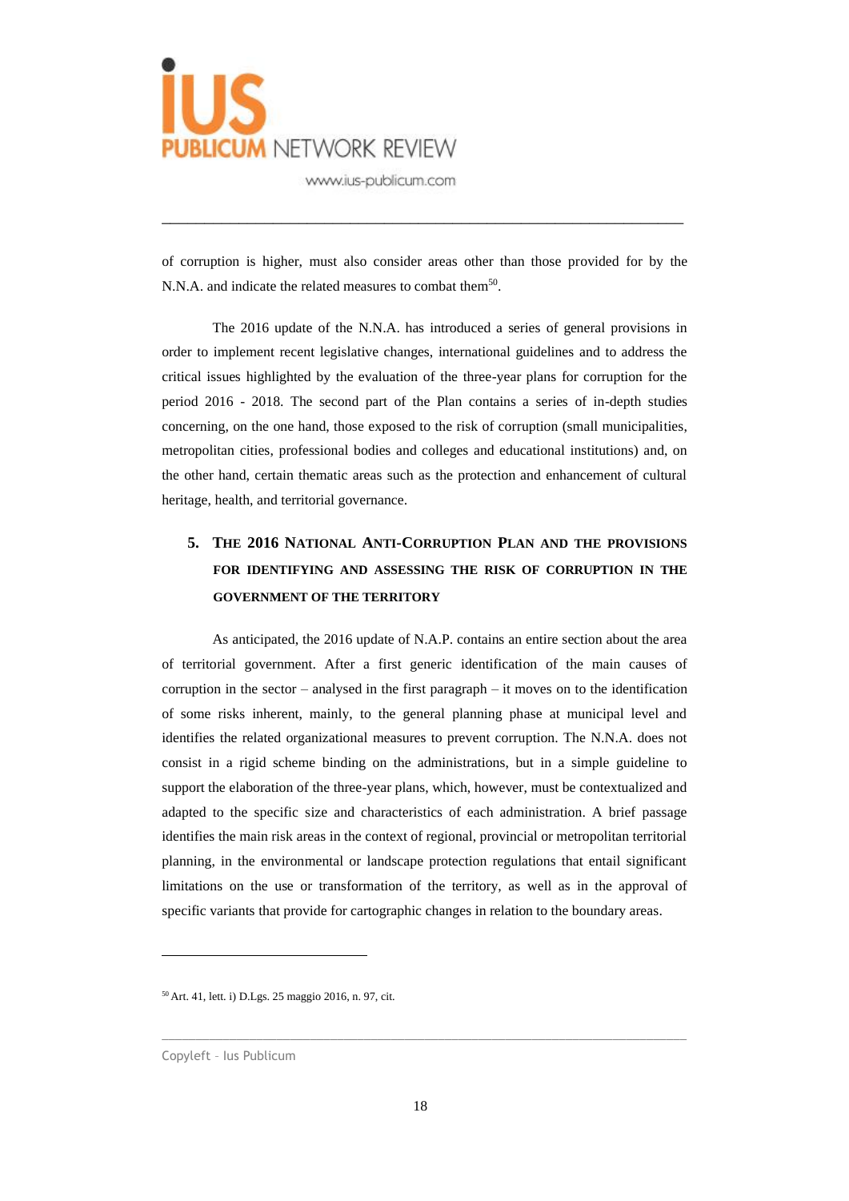of corruption is higher, must also consider areas other than those provided for by the N.N.A. and indicate the related measures to combat them[50].

The 2016 update of the N.N.A. has introduced a series of general provisions in order to implement recent legislative changes, international guidelines and to address the critical issues highlighted by the evaluation of the three-year plans for corruption for the period 2016 - 2018. The second part of the Plan contains a series of in-depth studies concerning, on the one hand, those exposed to the risk of corruption (small municipalities, metropolitan cities, professional bodies and colleges and educational institutions) and, on the other hand, certain thematic areas such as the protection and enhancement of cultural heritage, health, and territorial governance.

## 5. The 2016 National Anti-Corruption Plan and the provisions for identifying and assessing the risk of corruption in the government of the territory

As anticipated, the 2016 update of N.A.P. contains an entire section about the area of territorial government. After a first generic identification of the main causes of corruption in the sector – analysed in the first paragraph – it moves on to the identification of some risks inherent, mainly, to the general planning phase at municipal level and identifies the related organizational measures to prevent corruption. The N.N.A. does not consist in a rigid scheme binding on the administrations, but in a simple guideline to support the elaboration of the three-year plans, which, however, must be contextualized and adapted to the specific size and characteristics of each administration. A brief passage identifies the main risk areas in the context of regional, provincial or metropolitan territorial planning, in the environmental or landscape protection regulations that entail significant limitations on the use or transformation of the territory, as well as in the approval of specific variants that provide for cartographic changes in relation to the boundary areas.

---

[50] Art. 41, lett. i) D.Lgs. 25 maggio 2016, n. 97, cit.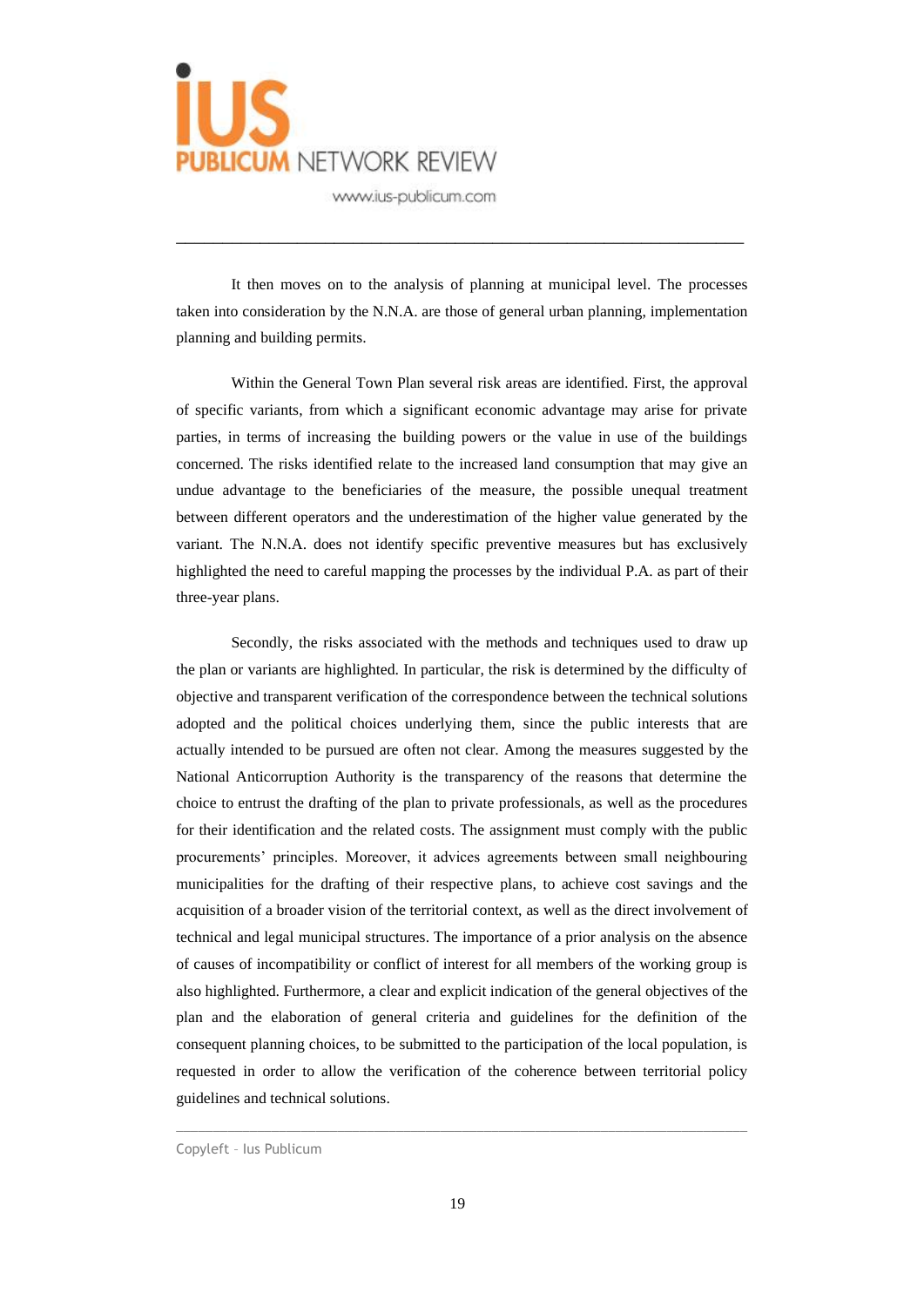It then moves on to the analysis of planning at municipal level. The processes taken into consideration by the N.N.A. are those of general urban planning, implementation planning and building permits.

Within the General Town Plan several risk areas are identified. First, the approval of specific variants, from which a significant economic advantage may arise for private parties, in terms of increasing the building powers or the value in use of the buildings concerned. The risks identified relate to the increased land consumption that may give an undue advantage to the beneficiaries of the measure, the possible unequal treatment between different operators and the underestimation of the higher value generated by the variant. The N.N.A. does not identify specific preventive measures but has exclusively highlighted the need to careful mapping the processes by the individual P.A. as part of their three-year plans.

Secondly, the risks associated with the methods and techniques used to draw up the plan or variants are highlighted. In particular, the risk is determined by the difficulty of objective and transparent verification of the correspondence between the technical solutions adopted and the political choices underlying them, since the public interests that are actually intended to be pursued are often not clear. Among the measures suggested by the National Anticorruption Authority is the transparency of the reasons that determine the choice to entrust the drafting of the plan to private professionals, as well as the procedures for their identification and the related costs. The assignment must comply with the public procurements' principles. Moreover, it advices agreements between small neighbouring municipalities for the drafting of their respective plans, to achieve cost savings and the acquisition of a broader vision of the territorial context, as well as the direct involvement of technical and legal municipal structures. The importance of a prior analysis on the absence of causes of incompatibility or conflict of interest for all members of the working group is also highlighted. Furthermore, a clear and explicit indication of the general objectives of the plan and the elaboration of general criteria and guidelines for the definition of the consequent planning choices, to be submitted to the participation of the local population, is requested in order to allow the verification of the coherence between territorial policy guidelines and technical solutions.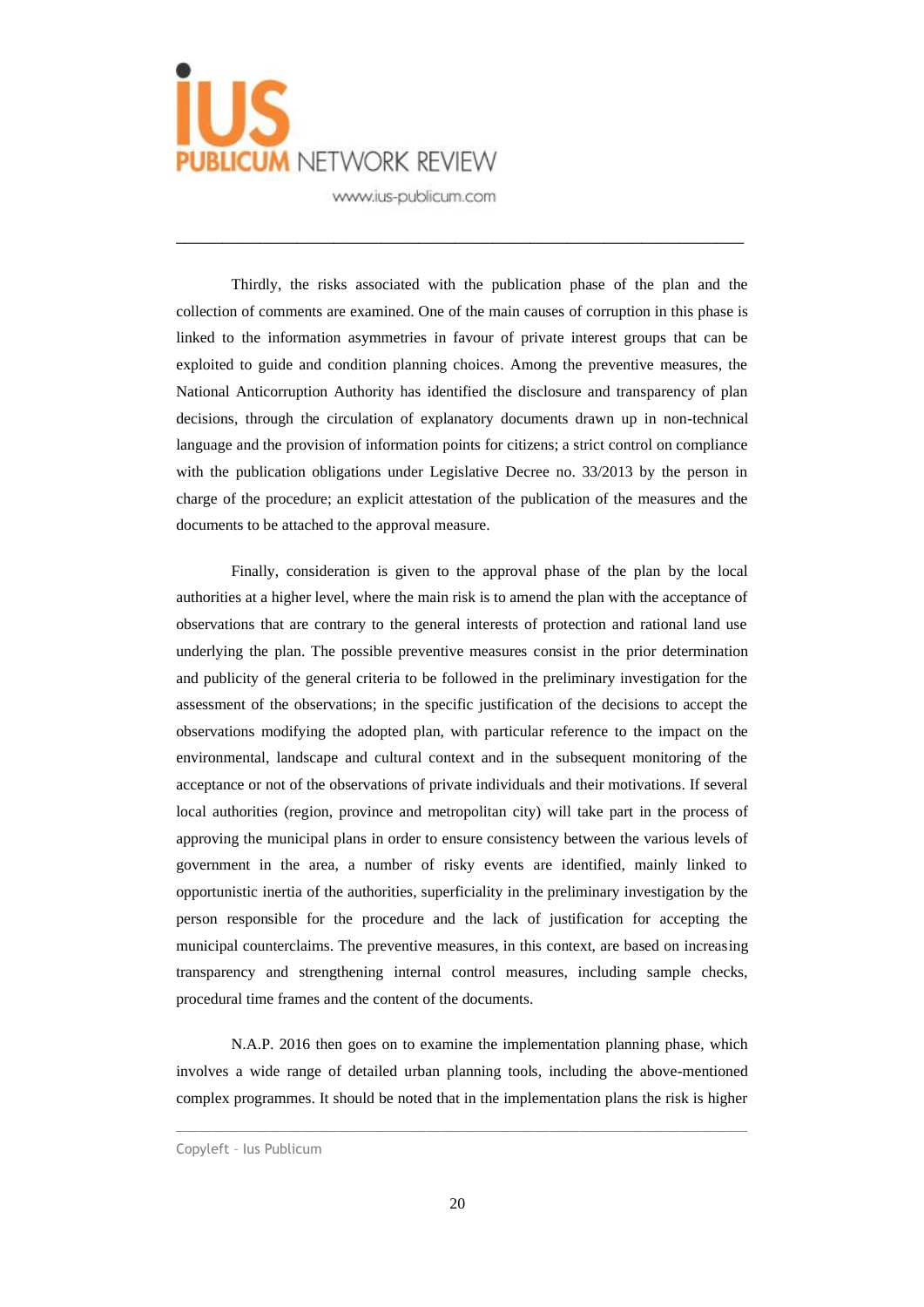Thirdly, the risks associated with the publication phase of the plan and the collection of comments are examined. One of the main causes of corruption in this phase is linked to the information asymmetries in favour of private interest groups that can be exploited to guide and condition planning choices. Among the preventive measures, the National Anticorruption Authority has identified the disclosure and transparency of plan decisions, through the circulation of explanatory documents drawn up in non-technical language and the provision of information points for citizens; a strict control on compliance with the publication obligations under Legislative Decree no. 33/2013 by the person in charge of the procedure; an explicit attestation of the publication of the measures and the documents to be attached to the approval measure.

Finally, consideration is given to the approval phase of the plan by the local authorities at a higher level, where the main risk is to amend the plan with the acceptance of observations that are contrary to the general interests of protection and rational land use underlying the plan. The possible preventive measures consist in the prior determination and publicity of the general criteria to be followed in the preliminary investigation for the assessment of the observations; in the specific justification of the decisions to accept the observations modifying the adopted plan, with particular reference to the impact on the environmental, landscape and cultural context and in the subsequent monitoring of the acceptance or not of the observations of private individuals and their motivations. If several local authorities (region, province and metropolitan city) will take part in the process of approving the municipal plans in order to ensure consistency between the various levels of government in the area, a number of risky events are identified, mainly linked to opportunistic inertia of the authorities, superficiality in the preliminary investigation by the person responsible for the procedure and the lack of justification for accepting the municipal counterclaims. The preventive measures, in this context, are based on increasing transparency and strengthening internal control measures, including sample checks, procedural time frames and the content of the documents.

N.A.P. 2016 then goes on to examine the implementation planning phase, which involves a wide range of detailed urban planning tools, including the above-mentioned complex programmes. It should be noted that in the implementation plans the risk is higher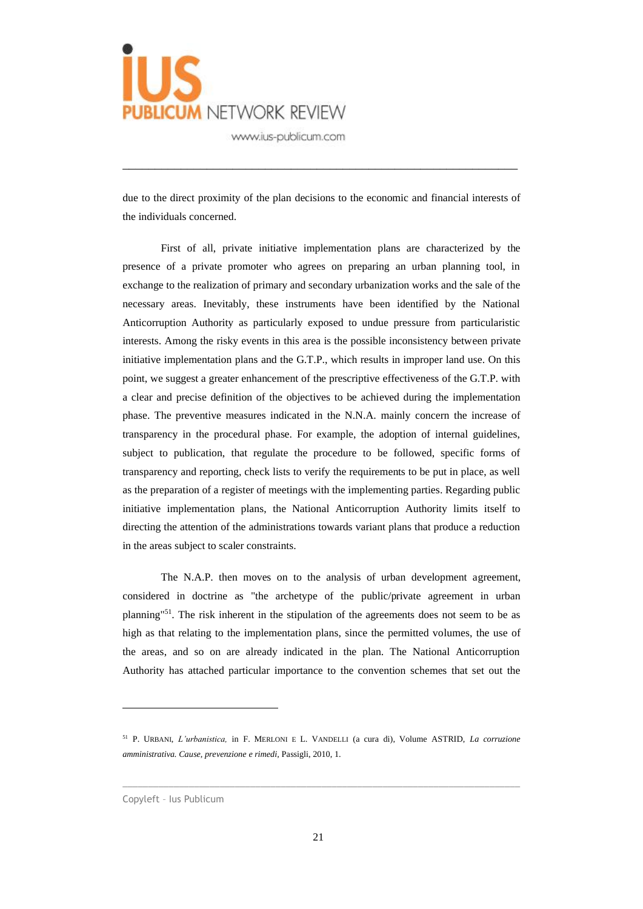due to the direct proximity of the plan decisions to the economic and financial interests of the individuals concerned.

First of all, private initiative implementation plans are characterized by the presence of a private promoter who agrees on preparing an urban planning tool, in exchange to the realization of primary and secondary urbanization works and the sale of the necessary areas. Inevitably, these instruments have been identified by the National Anticorruption Authority as particularly exposed to undue pressure from particularistic interests. Among the risky events in this area is the possible inconsistency between private initiative implementation plans and the G.T.P., which results in improper land use. On this point, we suggest a greater enhancement of the prescriptive effectiveness of the G.T.P. with a clear and precise definition of the objectives to be achieved during the implementation phase. The preventive measures indicated in the N.N.A. mainly concern the increase of transparency in the procedural phase. For example, the adoption of internal guidelines, subject to publication, that regulate the procedure to be followed, specific forms of transparency and reporting, check lists to verify the requirements to be put in place, as well as the preparation of a register of meetings with the implementing parties. Regarding public initiative implementation plans, the National Anticorruption Authority limits itself to directing the attention of the administrations towards variant plans that produce a reduction in the areas subject to scaler constraints.

The N.A.P. then moves on to the analysis of urban development agreement, considered in doctrine as "the archetype of the public/private agreement in urban planning"[51]. The risk inherent in the stipulation of the agreements does not seem to be as high as that relating to the implementation plans, since the permitted volumes, the use of the areas, and so on are already indicated in the plan. The National Anticorruption Authority has attached particular importance to the convention schemes that set out the

---

[51] P. URBANI, *L'urbanistica,* in F. MERLONI E L. VANDELLI (a cura di), Volume ASTRID, *La corruzione amministrativa. Cause, prevenzione e rimedi*, Passigli, 2010, 1.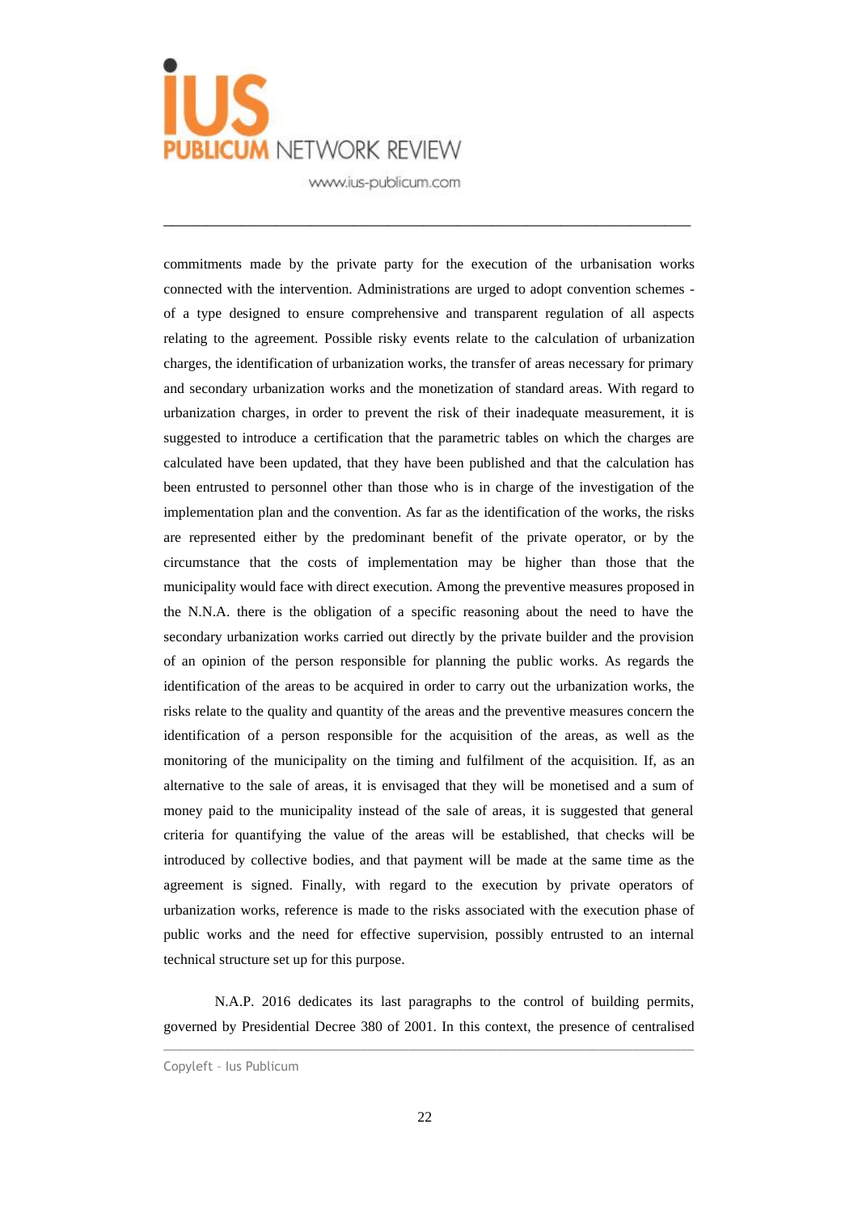commitments made by the private party for the execution of the urbanisation works connected with the intervention. Administrations are urged to adopt convention schemes - of a type designed to ensure comprehensive and transparent regulation of all aspects relating to the agreement. Possible risky events relate to the calculation of urbanization charges, the identification of urbanization works, the transfer of areas necessary for primary and secondary urbanization works and the monetization of standard areas. With regard to urbanization charges, in order to prevent the risk of their inadequate measurement, it is suggested to introduce a certification that the parametric tables on which the charges are calculated have been updated, that they have been published and that the calculation has been entrusted to personnel other than those who is in charge of the investigation of the implementation plan and the convention. As far as the identification of the works, the risks are represented either by the predominant benefit of the private operator, or by the circumstance that the costs of implementation may be higher than those that the municipality would face with direct execution. Among the preventive measures proposed in the N.N.A. there is the obligation of a specific reasoning about the need to have the secondary urbanization works carried out directly by the private builder and the provision of an opinion of the person responsible for planning the public works. As regards the identification of the areas to be acquired in order to carry out the urbanization works, the risks relate to the quality and quantity of the areas and the preventive measures concern the identification of a person responsible for the acquisition of the areas, as well as the monitoring of the municipality on the timing and fulfilment of the acquisition. If, as an alternative to the sale of areas, it is envisaged that they will be monetised and a sum of money paid to the municipality instead of the sale of areas, it is suggested that general criteria for quantifying the value of the areas will be established, that checks will be introduced by collective bodies, and that payment will be made at the same time as the agreement is signed. Finally, with regard to the execution by private operators of urbanization works, reference is made to the risks associated with the execution phase of public works and the need for effective supervision, possibly entrusted to an internal technical structure set up for this purpose.

N.A.P. 2016 dedicates its last paragraphs to the control of building permits, governed by Presidential Decree 380 of 2001. In this context, the presence of centralised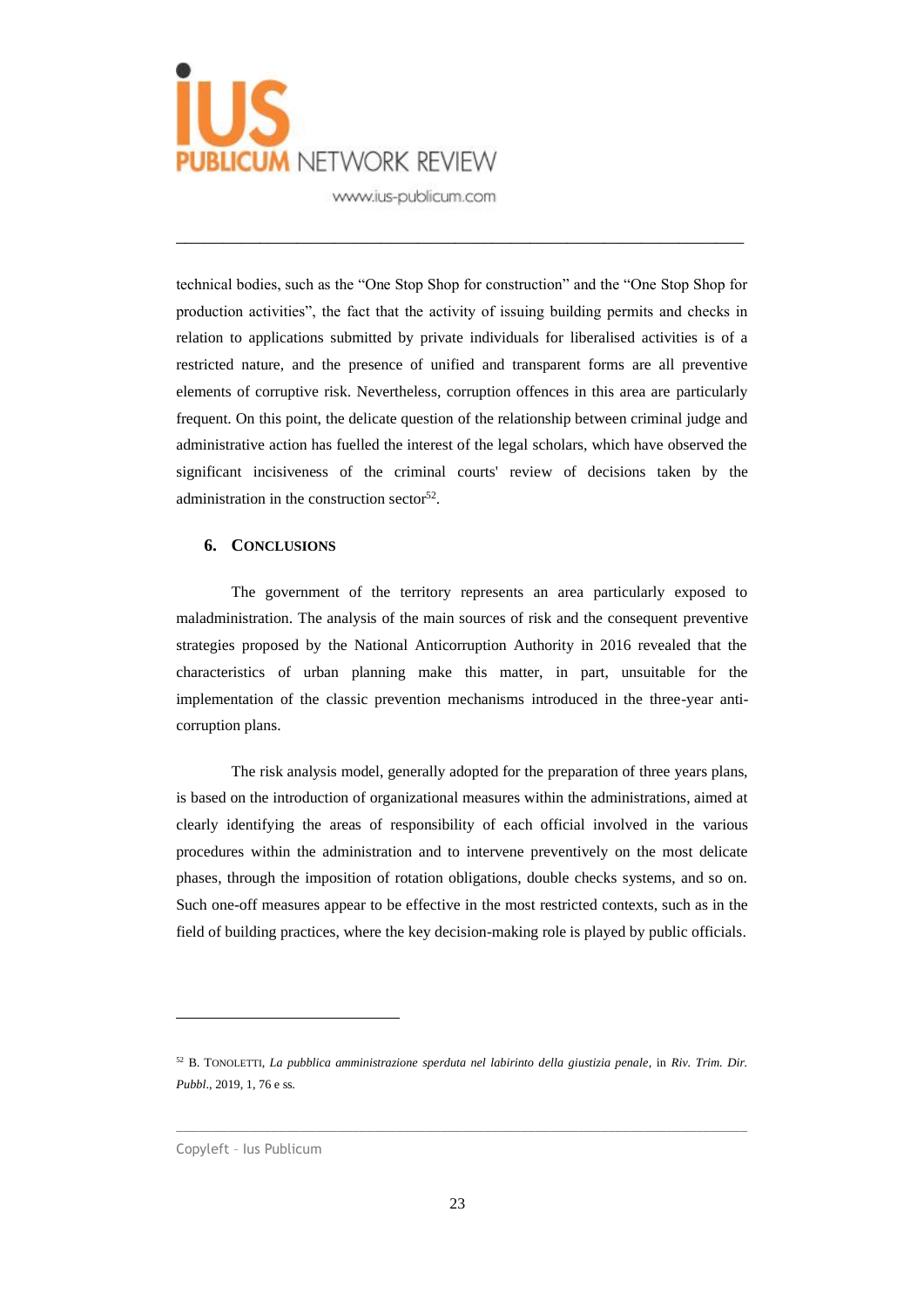technical bodies, such as the "One Stop Shop for construction" and the "One Stop Shop for production activities", the fact that the activity of issuing building permits and checks in relation to applications submitted by private individuals for liberalised activities is of a restricted nature, and the presence of unified and transparent forms are all preventive elements of corruptive risk. Nevertheless, corruption offences in this area are particularly frequent. On this point, the delicate question of the relationship between criminal judge and administrative action has fuelled the interest of the legal scholars, which have observed the significant incisiveness of the criminal courts' review of decisions taken by the administration in the construction sector[52].

## 6. Conclusions

The government of the territory represents an area particularly exposed to maladministration. The analysis of the main sources of risk and the consequent preventive strategies proposed by the National Anticorruption Authority in 2016 revealed that the characteristics of urban planning make this matter, in part, unsuitable for the implementation of the classic prevention mechanisms introduced in the three-year anti-corruption plans.

The risk analysis model, generally adopted for the preparation of three years plans, is based on the introduction of organizational measures within the administrations, aimed at clearly identifying the areas of responsibility of each official involved in the various procedures within the administration and to intervene preventively on the most delicate phases, through the imposition of rotation obligations, double checks systems, and so on. Such one-off measures appear to be effective in the most restricted contexts, such as in the field of building practices, where the key decision-making role is played by public officials.

---

[52] B. Tonoletti, *La pubblica amministrazione sperduta nel labirinto della giustizia penale*, in *Riv. Trim. Dir. Pubbl.*, 2019, 1, 76 e ss.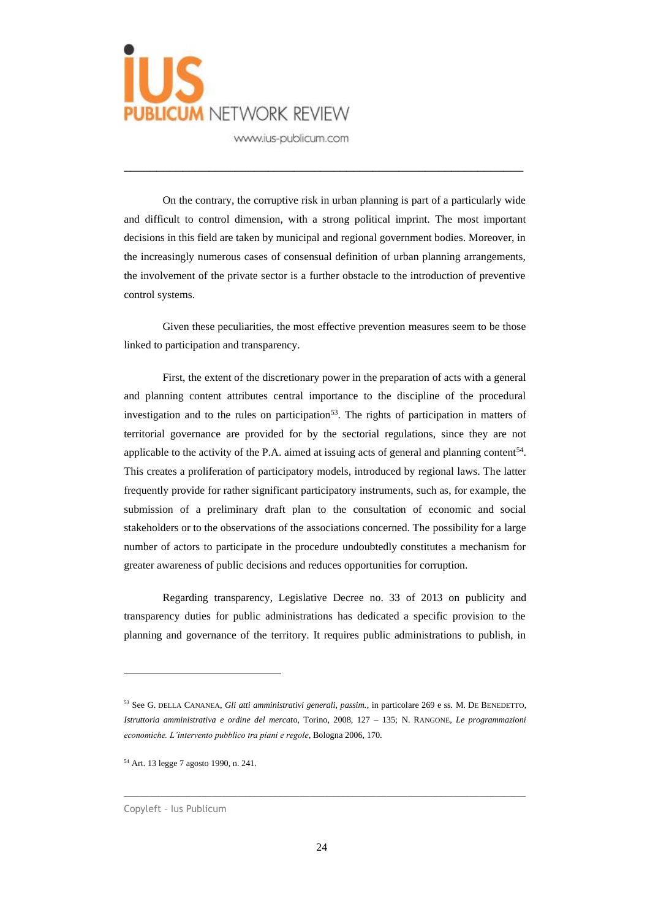On the contrary, the corruptive risk in urban planning is part of a particularly wide and difficult to control dimension, with a strong political imprint. The most important decisions in this field are taken by municipal and regional government bodies. Moreover, in the increasingly numerous cases of consensual definition of urban planning arrangements, the involvement of the private sector is a further obstacle to the introduction of preventive control systems.

Given these peculiarities, the most effective prevention measures seem to be those linked to participation and transparency.

First, the extent of the discretionary power in the preparation of acts with a general and planning content attributes central importance to the discipline of the procedural investigation and to the rules on participation[53]. The rights of participation in matters of territorial governance are provided for by the sectorial regulations, since they are not applicable to the activity of the P.A. aimed at issuing acts of general and planning content[54]. This creates a proliferation of participatory models, introduced by regional laws. The latter frequently provide for rather significant participatory instruments, such as, for example, the submission of a preliminary draft plan to the consultation of economic and social stakeholders or to the observations of the associations concerned. The possibility for a large number of actors to participate in the procedure undoubtedly constitutes a mechanism for greater awareness of public decisions and reduces opportunities for corruption.

Regarding transparency, Legislative Decree no. 33 of 2013 on publicity and transparency duties for public administrations has dedicated a specific provision to the planning and governance of the territory. It requires public administrations to publish, in

---

[53] See G. Della Cananea, *Gli atti amministrativi generali, passim.*, in particolare 269 e ss. M. De Benedetto, *Istruttoria amministrativa e ordine del mercato*, Torino, 2008, 127 – 135; N. Rangone, *Le programmazioni economiche. L'intervento pubblico tra piani e regole*, Bologna 2006, 170.

[54] Art. 13 legge 7 agosto 1990, n. 241.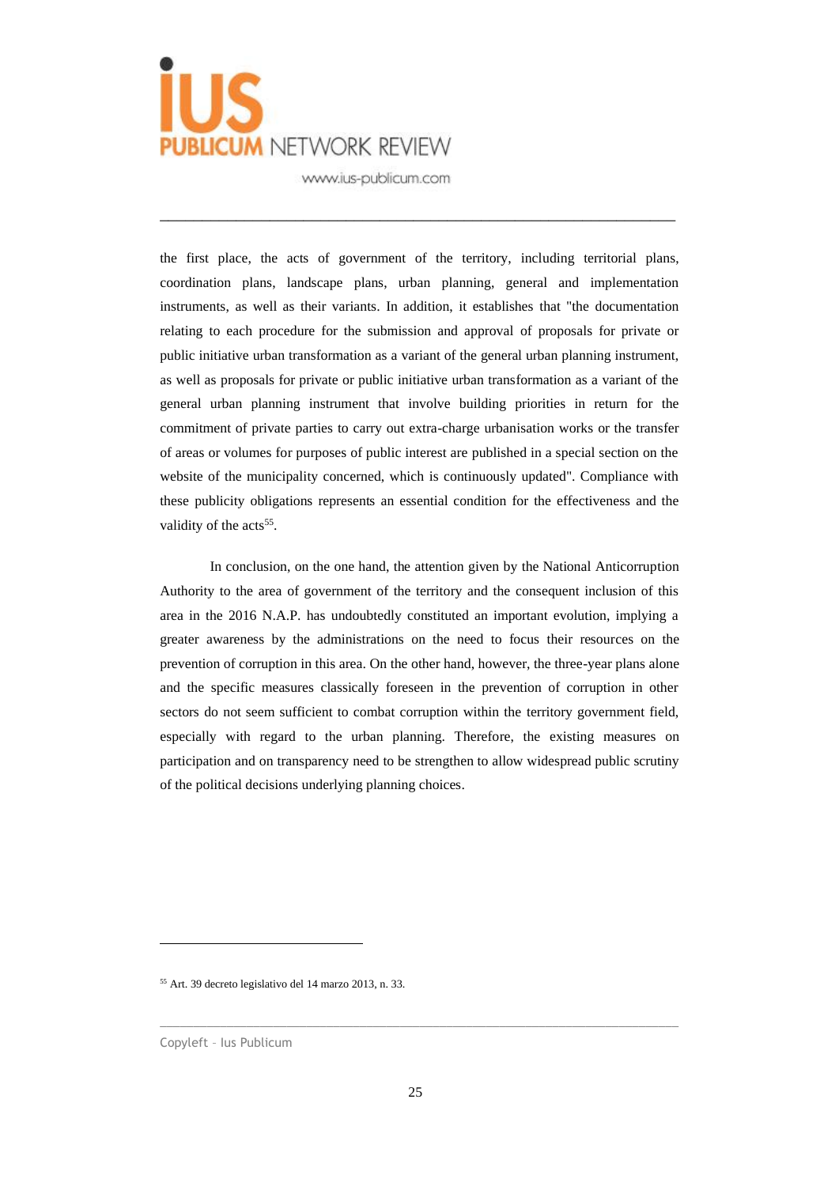the first place, the acts of government of the territory, including territorial plans, coordination plans, landscape plans, urban planning, general and implementation instruments, as well as their variants. In addition, it establishes that "the documentation relating to each procedure for the submission and approval of proposals for private or public initiative urban transformation as a variant of the general urban planning instrument, as well as proposals for private or public initiative urban transformation as a variant of the general urban planning instrument that involve building priorities in return for the commitment of private parties to carry out extra-charge urbanisation works or the transfer of areas or volumes for purposes of public interest are published in a special section on the website of the municipality concerned, which is continuously updated". Compliance with these publicity obligations represents an essential condition for the effectiveness and the validity of the acts[55].

In conclusion, on the one hand, the attention given by the National Anticorruption Authority to the area of government of the territory and the consequent inclusion of this area in the 2016 N.A.P. has undoubtedly constituted an important evolution, implying a greater awareness by the administrations on the need to focus their resources on the prevention of corruption in this area. On the other hand, however, the three-year plans alone and the specific measures classically foreseen in the prevention of corruption in other sectors do not seem sufficient to combat corruption within the territory government field, especially with regard to the urban planning. Therefore, the existing measures on participation and on transparency need to be strengthen to allow widespread public scrutiny of the political decisions underlying planning choices.

---

[55] Art. 39 decreto legislativo del 14 marzo 2013, n. 33.